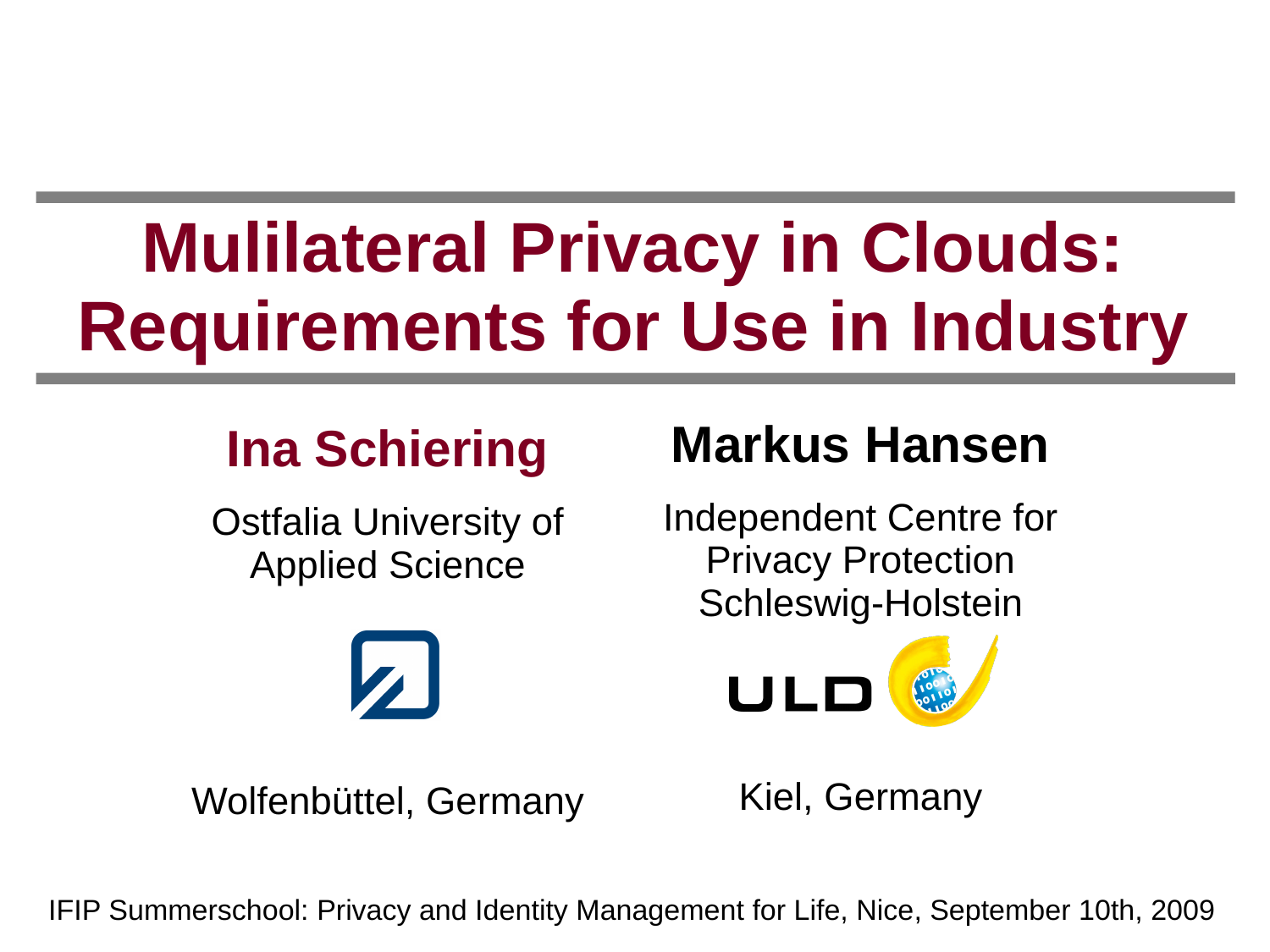# Mulilateral Privacy in Clouds: Requirements for Use in Industry

**Ina Schiering**

Ostfalia University of Applied Science

Wolfenbüttel, Germany

**Markus Hansen**

Independent Centre for Privacy Protection Schleswig-Holstein

ULD

Kiel, Germany

IFIP Summerschool: Privacy and Identity Management for Life, Nice, September 10th, 2009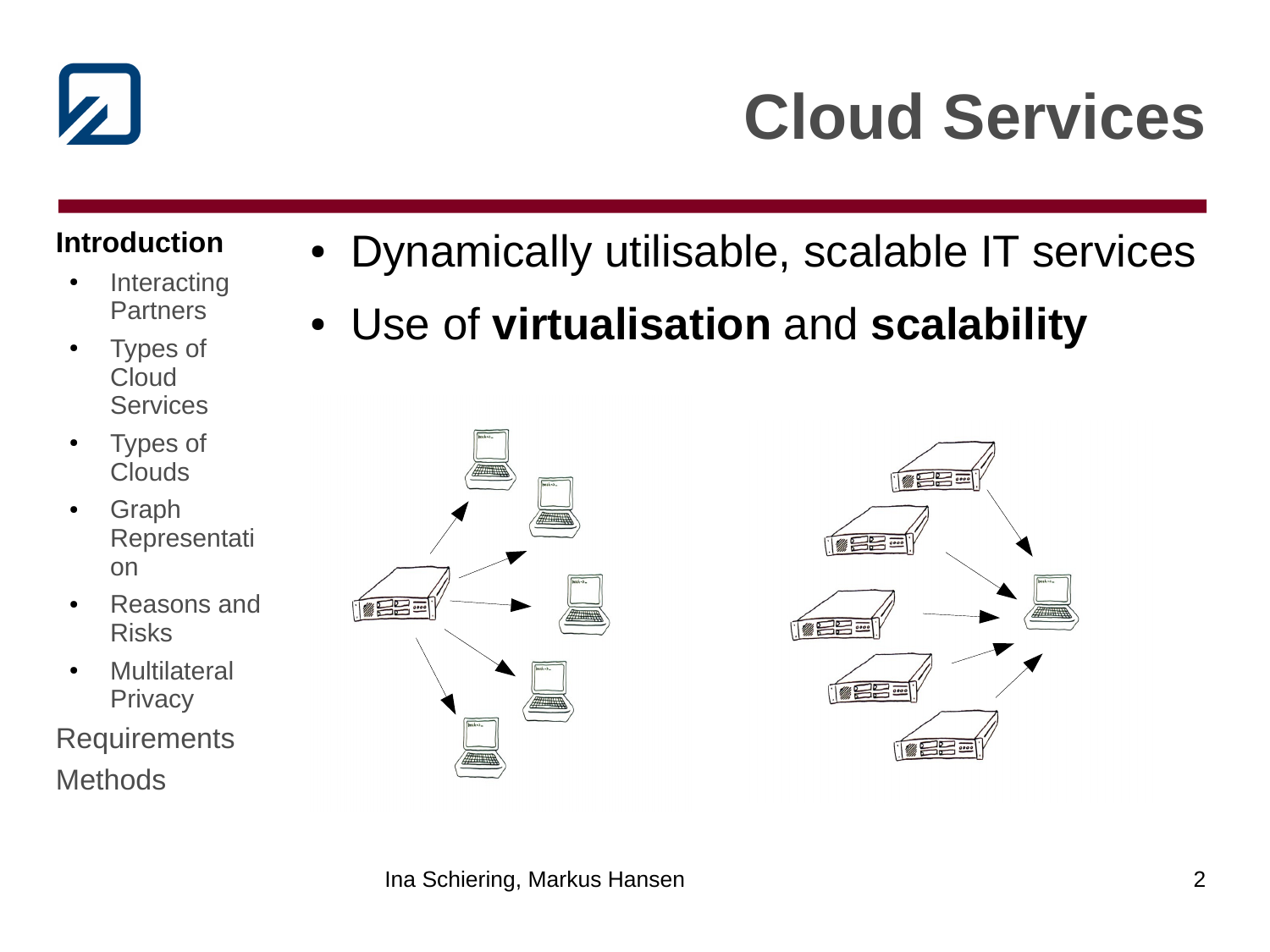# Cloud Services

**Introduction**

- Interacting Partners
- Types of Cloud Services
- Types of Clouds
- Graph Representation
- Reasons and Risks
- Multilateral Privacy

Requirements

Methods

- Dynamically utilisable, scalable IT services
- Use of **virtualisation** and **scalability**

Ina Schiering, Markus Hansen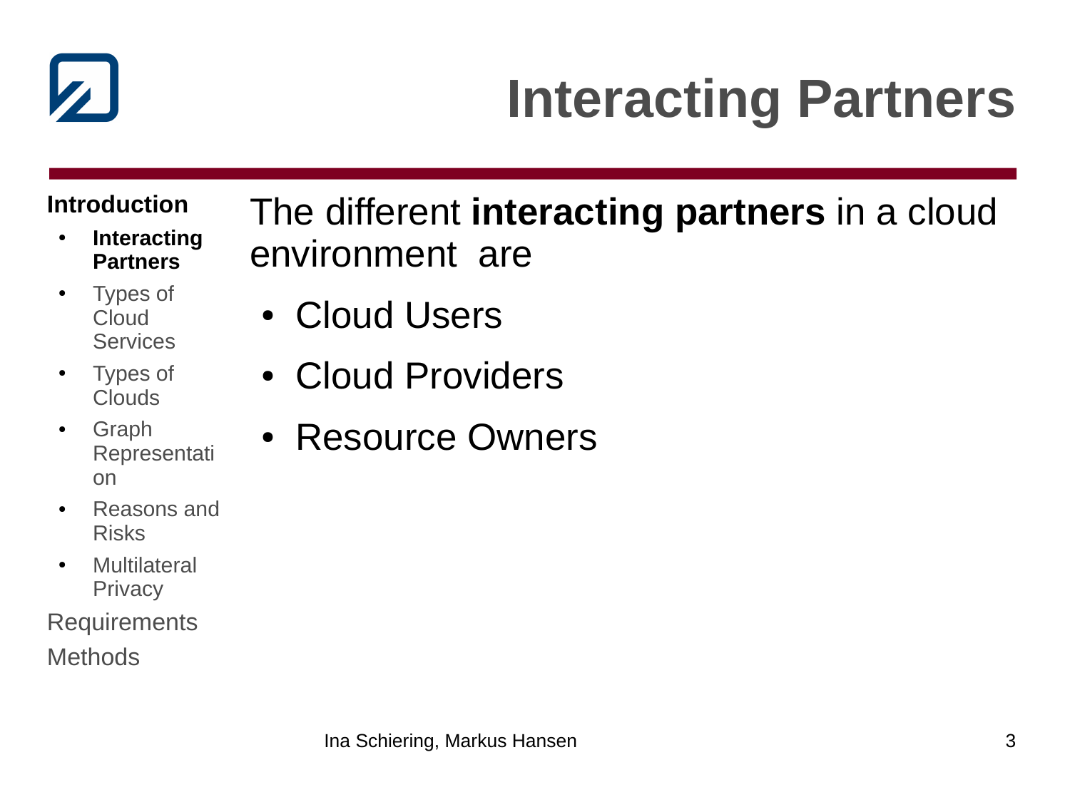# Interacting Partners

**Introduction**

- **Interacting Partners**
- Types of Cloud Services
- Types of Clouds
- Graph Representation
- Reasons and Risks
- Multilateral Privacy

Requirements

Methods

The different **interacting partners** in a cloud environment are

- Cloud Users
- Cloud Providers
- Resource Owners

Ina Schiering, Markus Hansen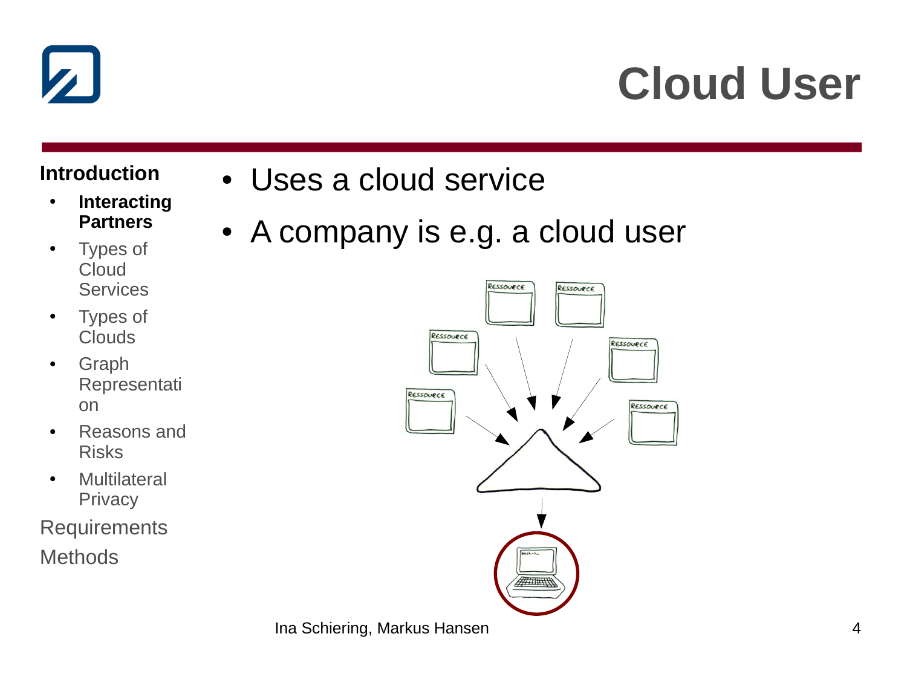# Cloud User

**Introduction**

- **Interacting Partners**
- Types of Cloud Services
- Types of Clouds
- Graph Representation
- Reasons and Risks
- Multilateral Privacy

Requirements

Methods

- Uses a cloud service
- A company is e.g. a cloud user

RESSOURCE

RESSOURCE

RESSOURCE

RESSOURCE

RESSOURCE

RESSOURCE

bash~>_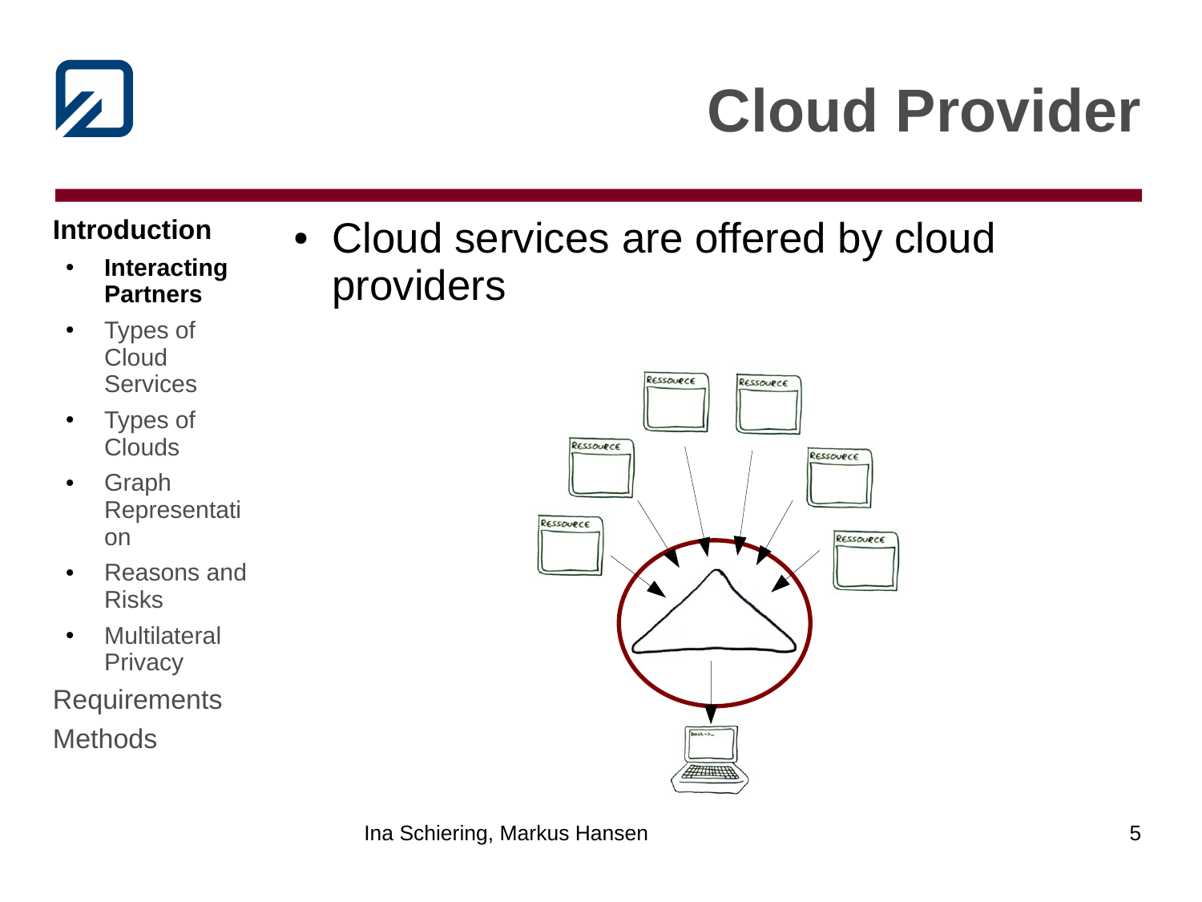# Cloud Provider

**Introduction**

- **Interacting Partners**
- Types of Cloud Services
- Types of Clouds
- Graph Representation
- Reasons and Risks
- Multilateral Privacy

Requirements

Methods

- Cloud services are offered by cloud providers

RESSOURCE

RESSOURCE

RESSOURCE

RESSOURCE

RESSOURCE

RESSOURCE

Ina Schiering, Markus Hansen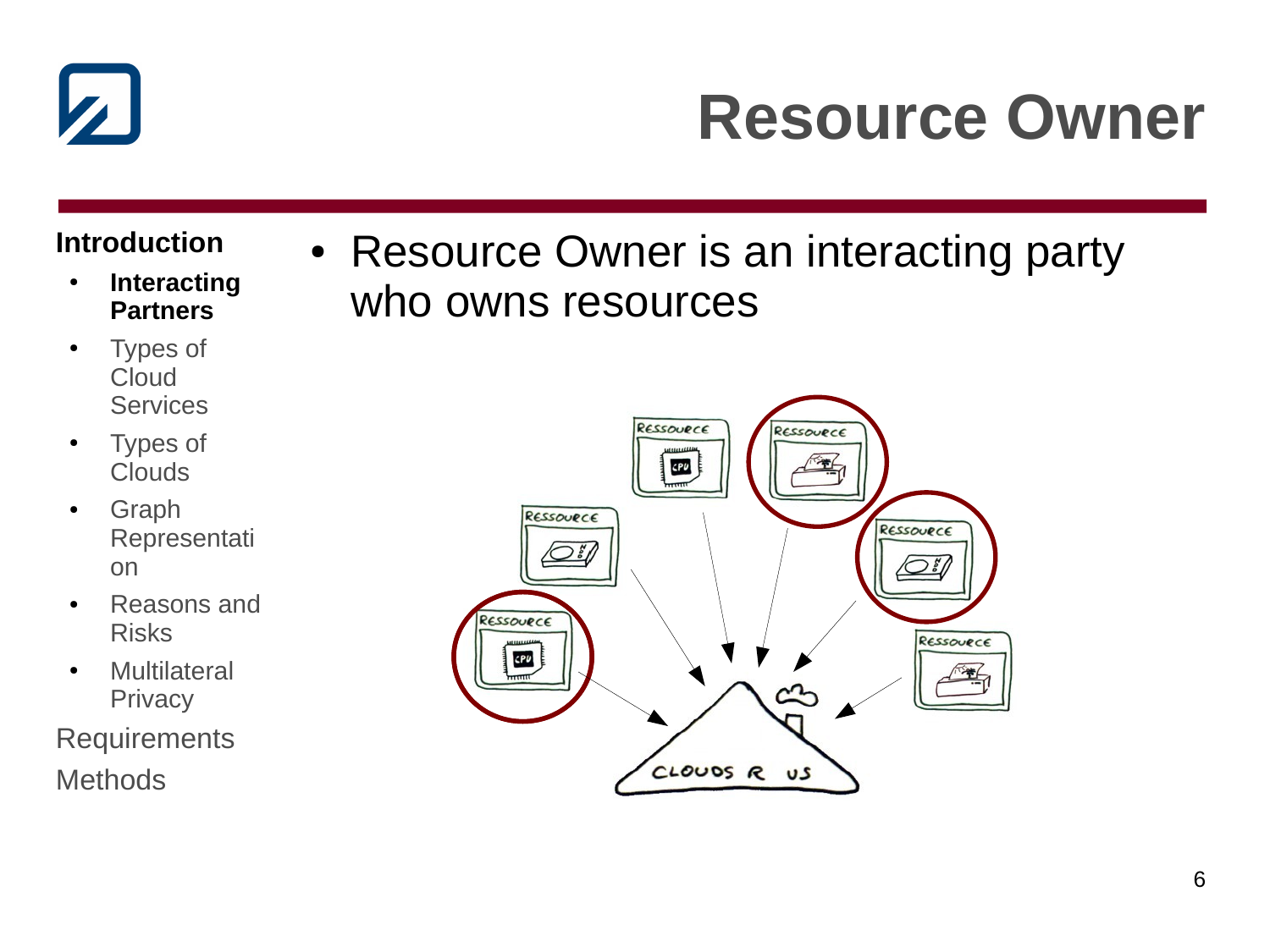# Resource Owner

**Introduction**

- **Interacting Partners**
- Types of Cloud Services
- Types of Clouds
- Graph Representation
- Reasons and Risks
- Multilateral Privacy

Requirements

Methods

- Resource Owner is an interacting party who owns resources

RESSOURCE

CPU

RESSOURCE

RESSOURCE

RESSOURCE

RESSOURCE

CPU

RESSOURCE

CLOUDS R US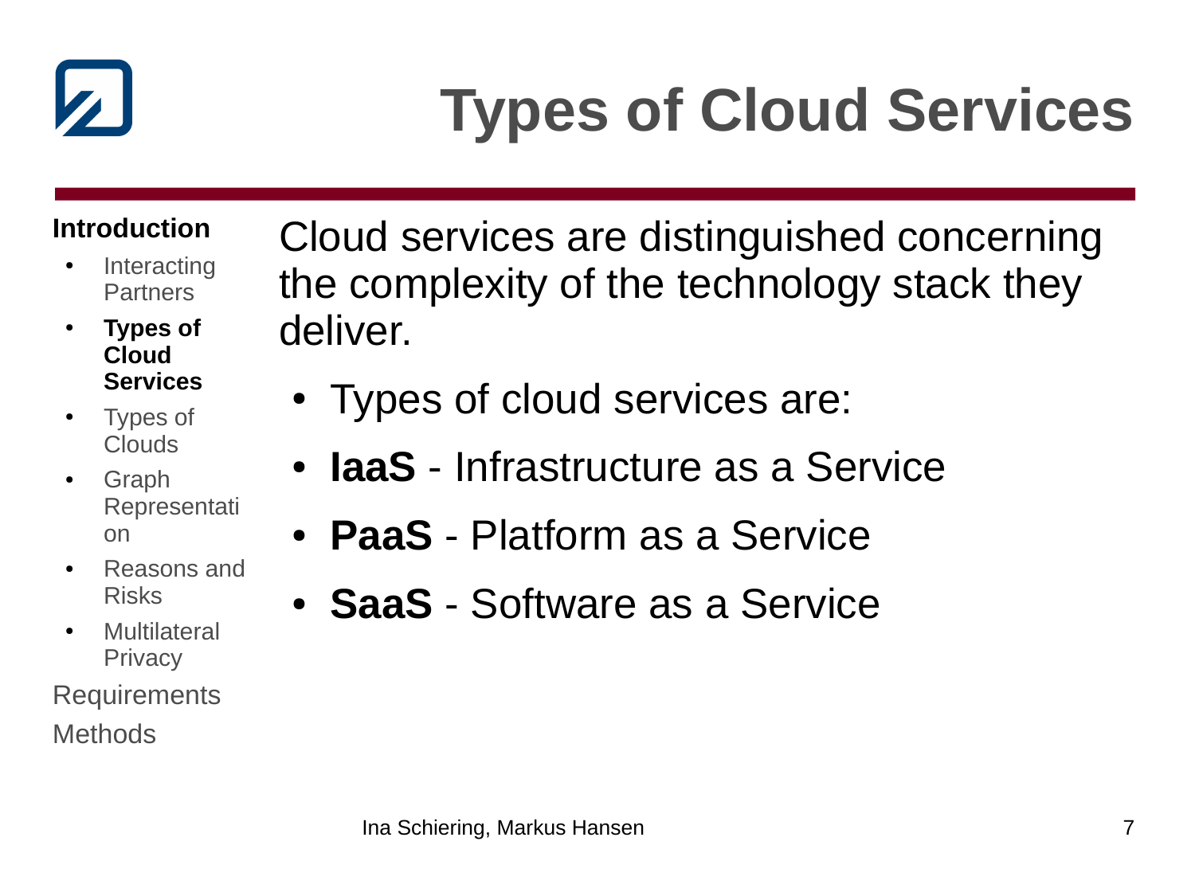# Types of Cloud Services

**Introduction**

- Interacting Partners
- **Types of Cloud Services**
- Types of Clouds
- Graph Representation
- Reasons and Risks
- Multilateral Privacy

Requirements

Methods

Cloud services are distinguished concerning the complexity of the technology stack they deliver.

- Types of cloud services are:
- **IaaS** - Infrastructure as a Service
- **PaaS** - Platform as a Service
- **SaaS** - Software as a Service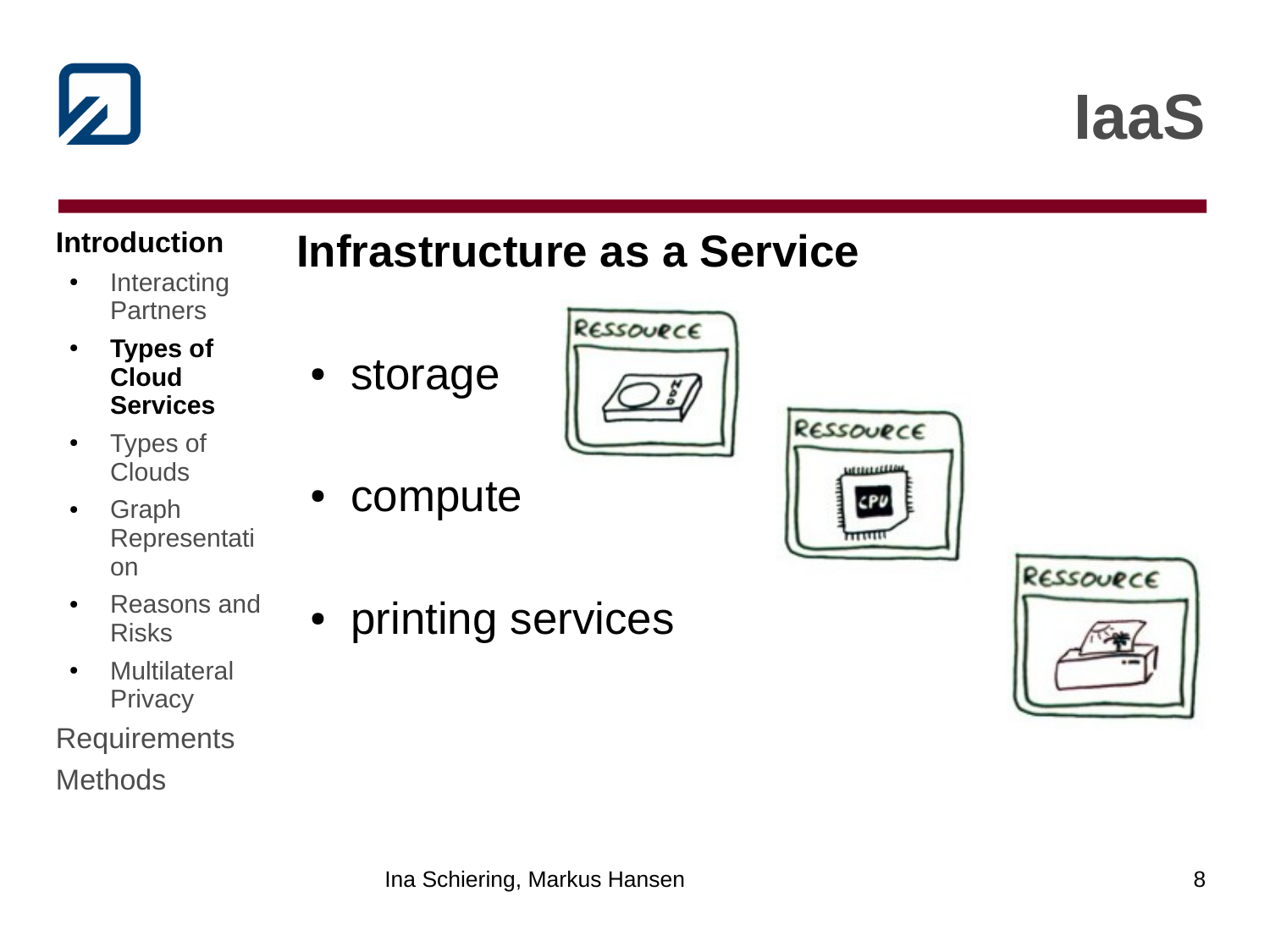# IaaS

**Introduction**

- Interacting Partners
- **Types of Cloud Services**
- Types of Clouds
- Graph Representation
- Reasons and Risks
- Multilateral Privacy

Requirements

Methods

## Infrastructure as a Service

- storage
- compute
- printing services

RESSOURCE

RESSOURCE

RESSOURCE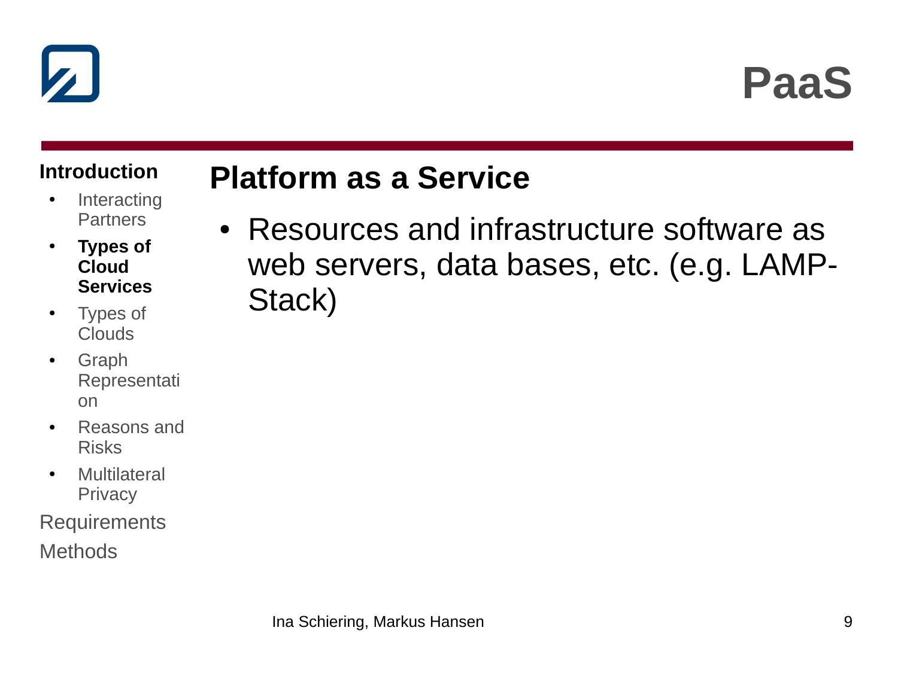# PaaS

**Introduction**

- Interacting Partners
- **Types of Cloud Services**
- Types of Clouds
- Graph Representation
- Reasons and Risks
- Multilateral Privacy

Requirements

Methods

## Platform as a Service

- Resources and infrastructure software as web servers, data bases, etc. (e.g. LAMP-Stack)

Ina Schiering, Markus Hansen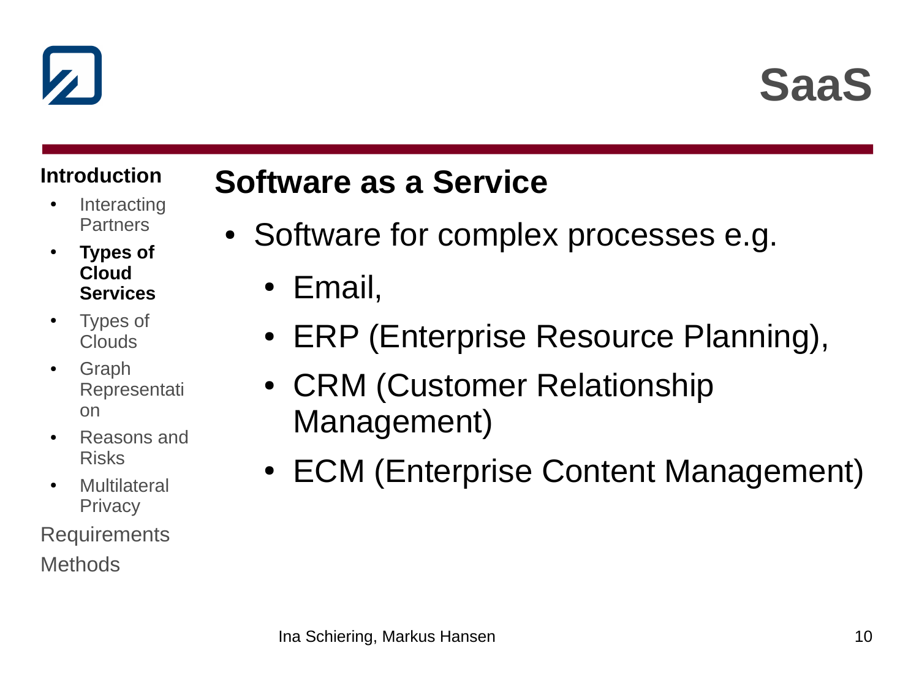# SaaS

**Introduction**

- Interacting Partners
- **Types of Cloud Services**
- Types of Clouds
- Graph Representation
- Reasons and Risks
- Multilateral Privacy

Requirements

Methods

## Software as a Service

- Software for complex processes e.g.
  - Email,
  - ERP (Enterprise Resource Planning),
  - CRM (Customer Relationship Management)
  - ECM (Enterprise Content Management)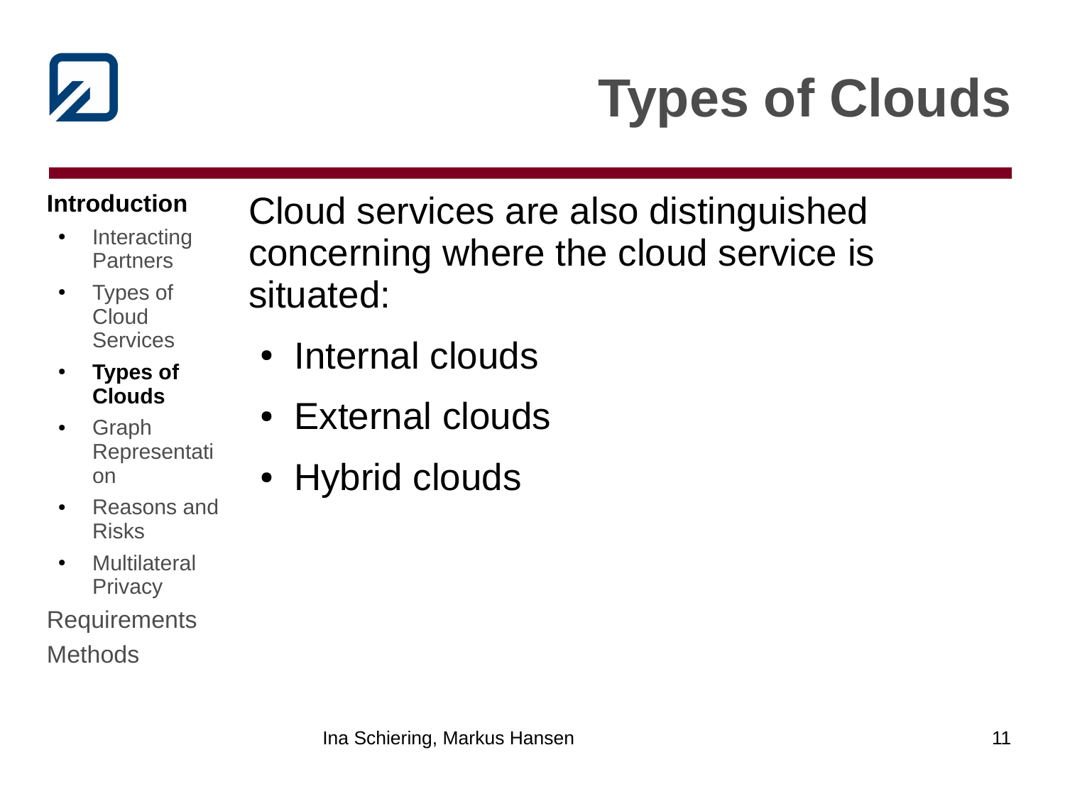# Types of Clouds

**Introduction**

- Interacting Partners
- Types of Cloud Services
- **Types of Clouds**
- Graph Representation
- Reasons and Risks
- Multilateral Privacy

Requirements

Methods

Cloud services are also distinguished concerning where the cloud service is situated:

- Internal clouds
- External clouds
- Hybrid clouds

Ina Schiering, Markus Hansen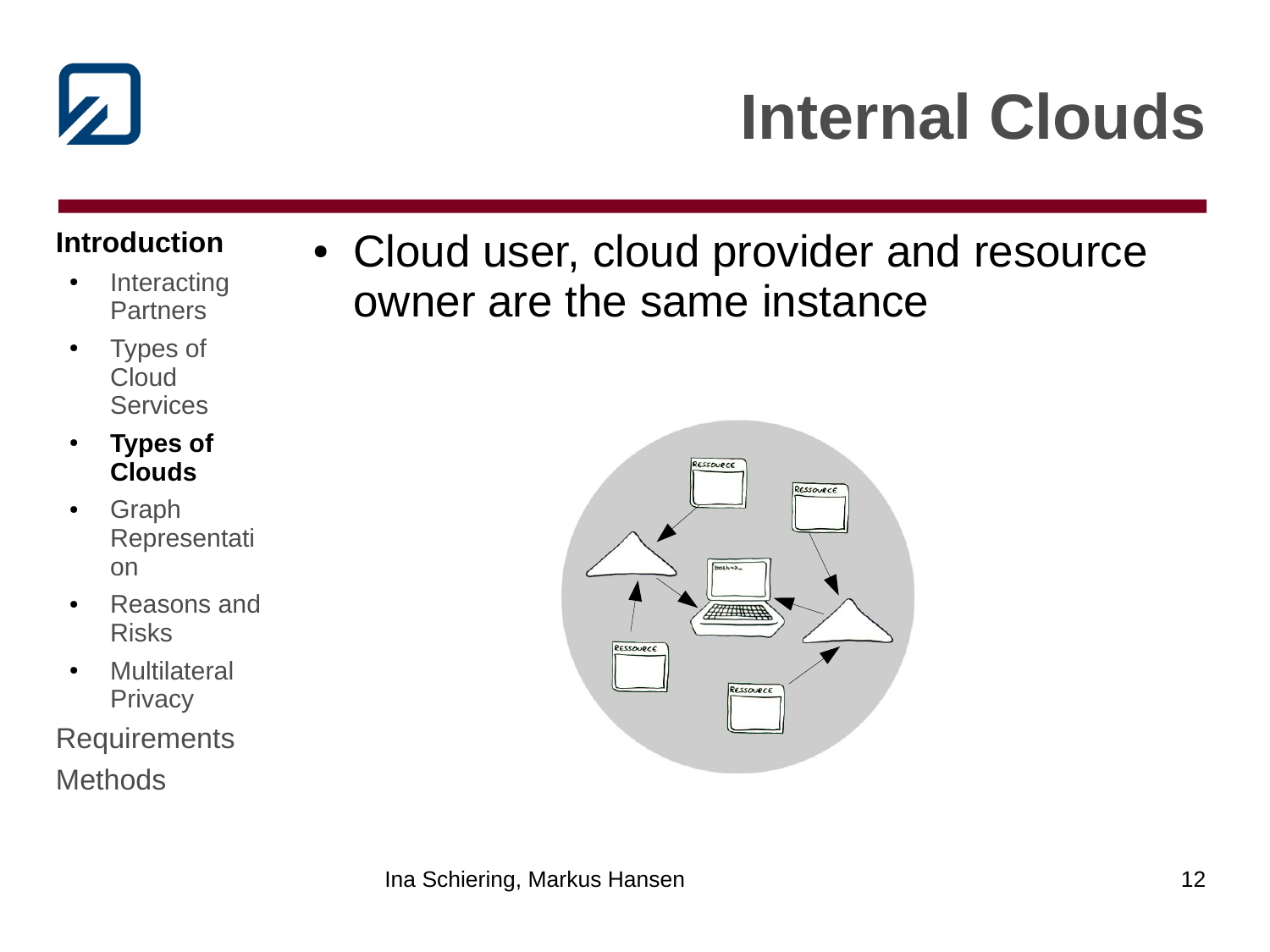# Internal Clouds

**Introduction**

- Interacting Partners
- Types of Cloud Services
- **Types of Clouds**
- Graph Representation
- Reasons and Risks
- Multilateral Privacy

Requirements

Methods

- Cloud user, cloud provider and resource owner are the same instance

Ressource
Ressource
bash~>_
Ressource
Ressource

Ina Schiering, Markus Hansen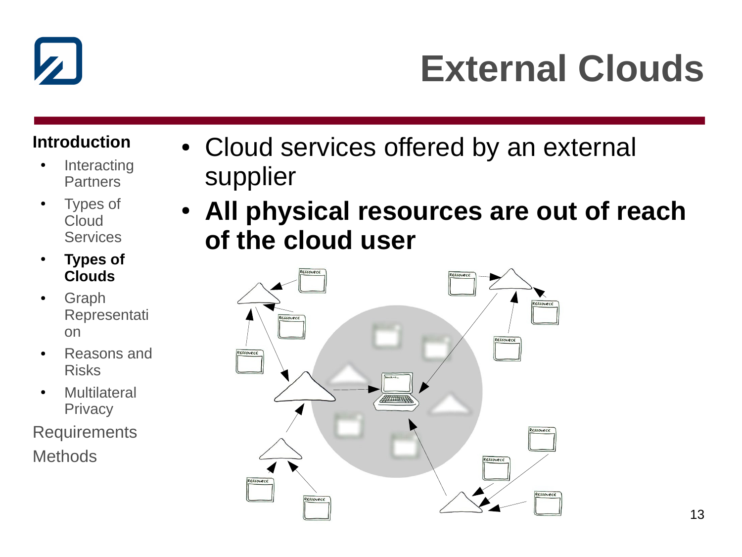# External Clouds

**Introduction**

- Interacting Partners
- Types of Cloud Services
- **Types of Clouds**
- Graph Representation
- Reasons and Risks
- Multilateral Privacy

Requirements

Methods

- Cloud services offered by an external supplier
- **All physical resources are out of reach of the cloud user**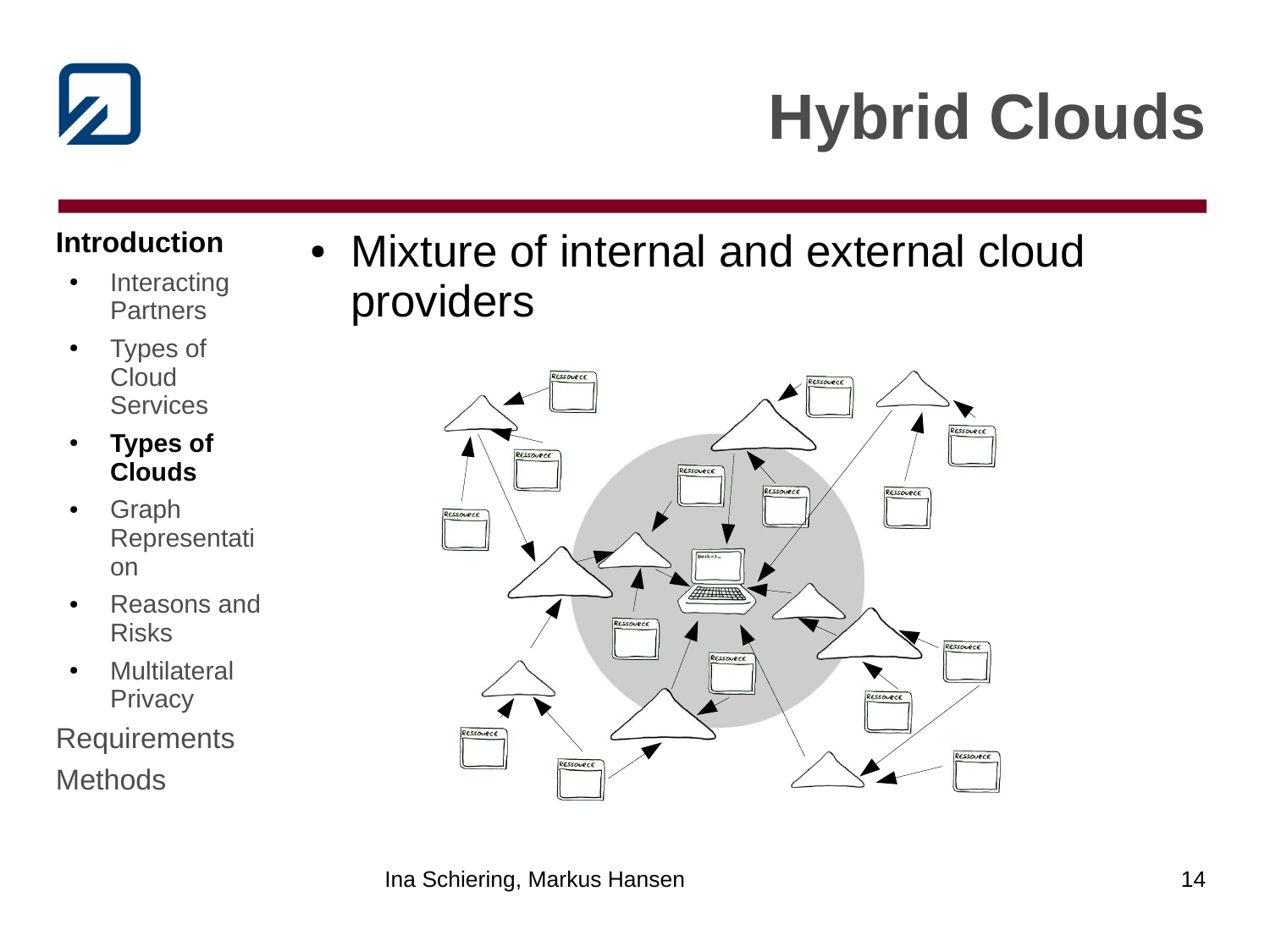# Hybrid Clouds

**Introduction**

- Interacting Partners
- Types of Cloud Services
- **Types of Clouds**
- Graph Representation
- Reasons and Risks
- Multilateral Privacy

Requirements

Methods

- Mixture of internal and external cloud providers

Ina Schiering, Markus Hansen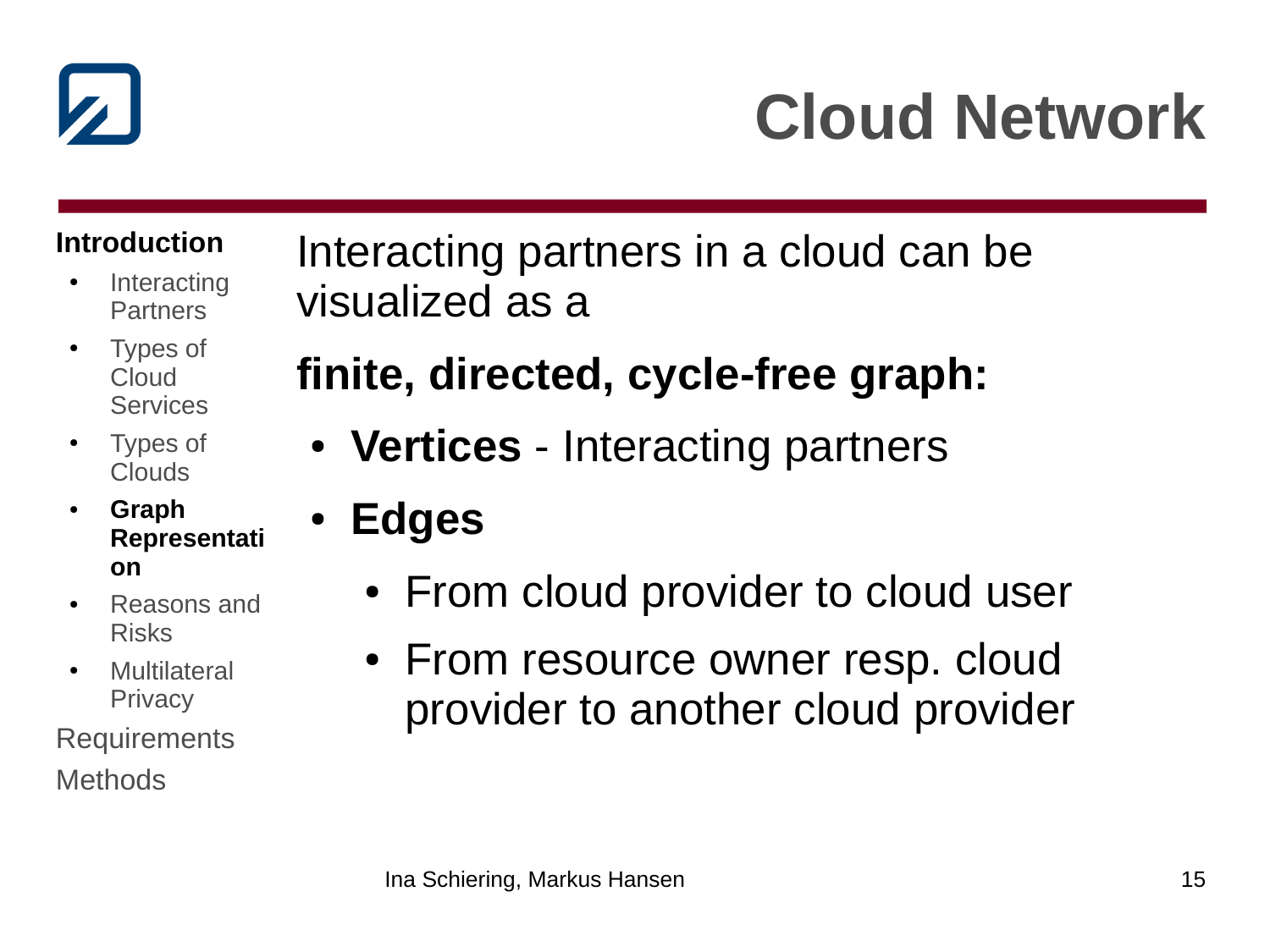# Cloud Network

**Introduction**

- Interacting Partners
- Types of Cloud Services
- Types of Clouds
- **Graph Representation**
- Reasons and Risks
- Multilateral Privacy

Requirements

Methods

Interacting partners in a cloud can be visualized as a

**finite, directed, cycle-free graph:**

- **Vertices** - Interacting partners
- **Edges**
  - From cloud provider to cloud user
  - From resource owner resp. cloud provider to another cloud provider

Ina Schiering, Markus Hansen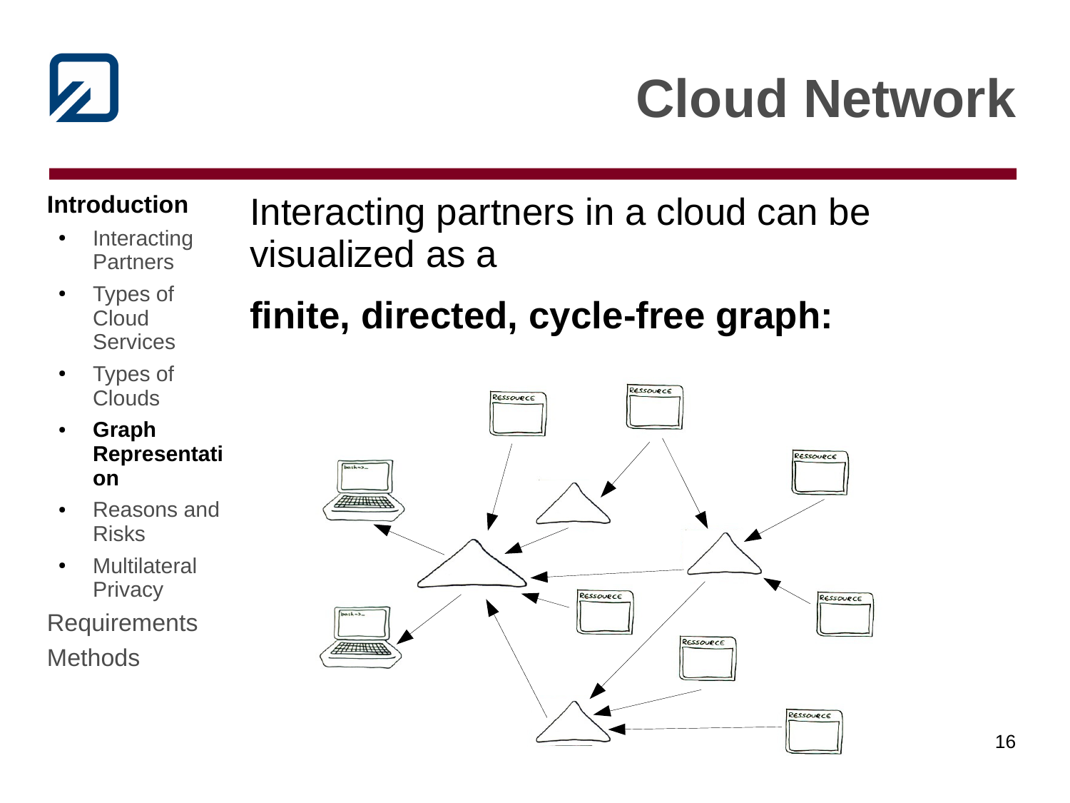# Cloud Network

**Introduction**

- Interacting Partners
- Types of Cloud Services
- Types of Clouds
- **Graph Representation**
- Reasons and Risks
- Multilateral Privacy

Requirements

Methods

Interacting partners in a cloud can be visualized as a

**finite, directed, cycle-free graph:**

RESSOURCE

RESSOURCE

RESSOURCE

RESSOURCE

RESSOURCE

RESSOURCE

RESSOURCE

bash~>_

bash~>_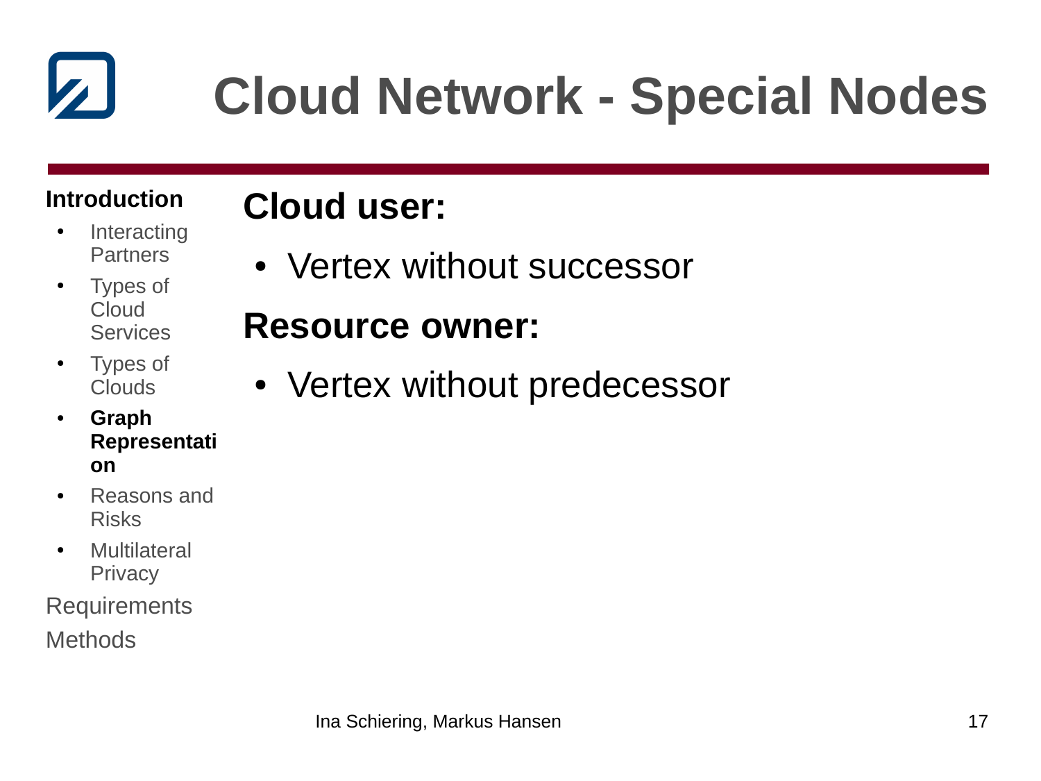# Cloud Network - Special Nodes

**Introduction**

- Interacting Partners
- Types of Cloud Services
- Types of Clouds
- **Graph Representation**
- Reasons and Risks
- Multilateral Privacy

Requirements

Methods

## Cloud user:

- Vertex without successor

## Resource owner:

- Vertex without predecessor

Ina Schiering, Markus Hansen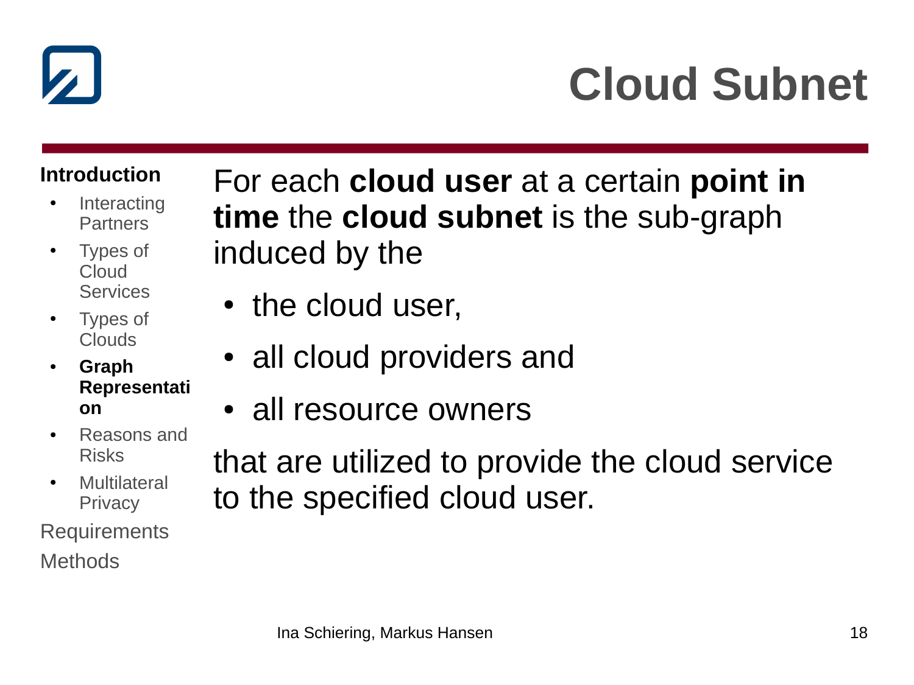# Cloud Subnet

**Introduction**

- Interacting Partners
- Types of Cloud Services
- Types of Clouds
- **Graph Representation**
- Reasons and Risks
- Multilateral Privacy

Requirements

Methods

For each **cloud user** at a certain **point in time** the **cloud subnet** is the sub-graph induced by the

- the cloud user,
- all cloud providers and
- all resource owners

that are utilized to provide the cloud service to the specified cloud user.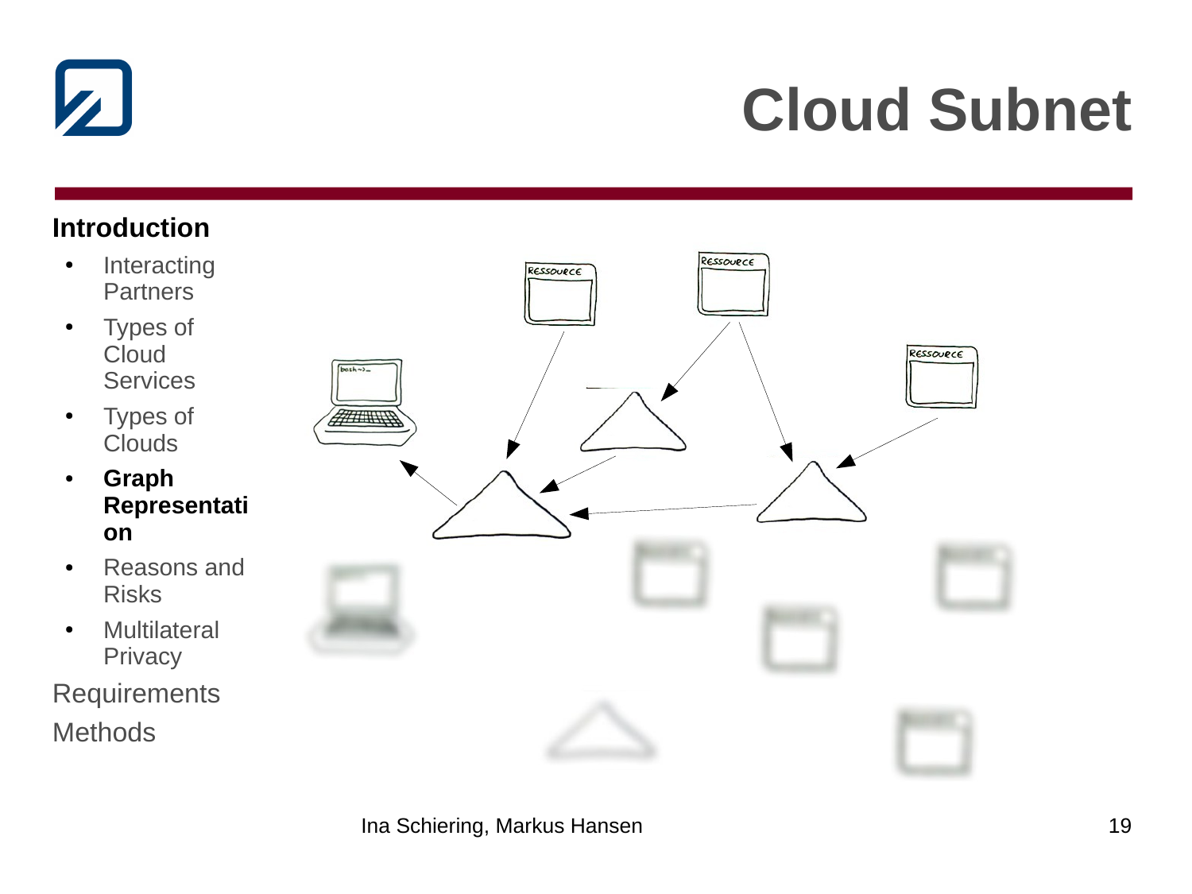# Cloud Subnet

**Introduction**

- Interacting Partners
- Types of Cloud Services
- Types of Clouds
- **Graph Representation**
- Reasons and Risks
- Multilateral Privacy

Requirements

Methods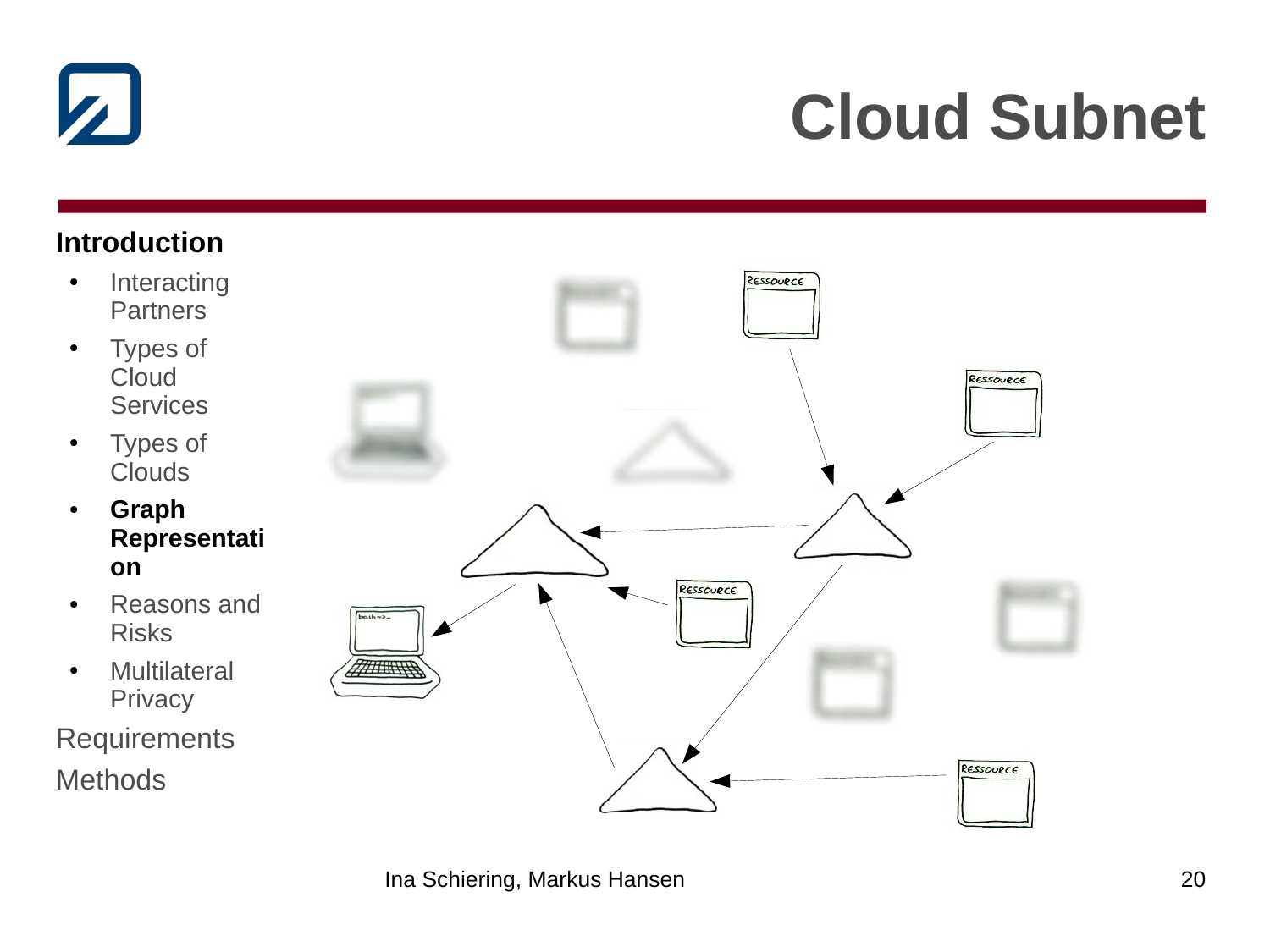# Cloud Subnet

**Introduction**

- Interacting Partners
- Types of Cloud Services
- Types of Clouds
- **Graph Representation**
- Reasons and Risks
- Multilateral Privacy

Requirements

Methods

RESSOURCE

RESSOURCE

RESSOURCE

RESSOURCE

bash~>_

Ina Schiering, Markus Hansen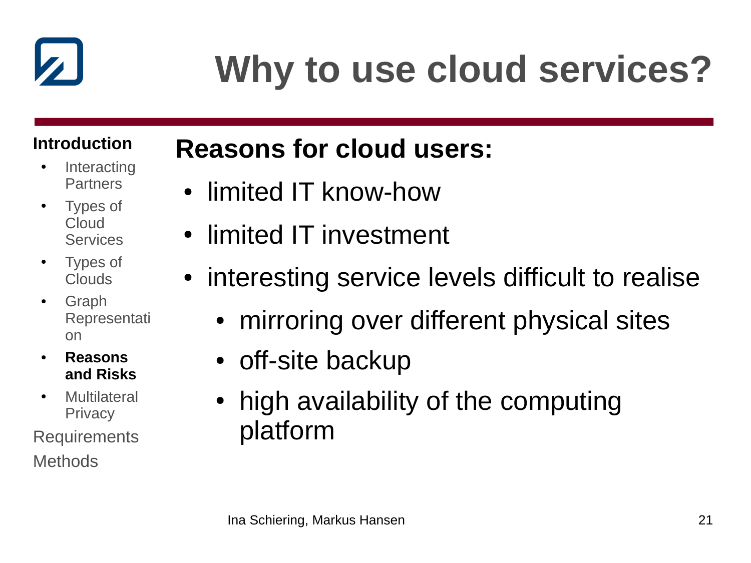# Why to use cloud services?

**Introduction**

- Interacting Partners
- Types of Cloud Services
- Types of Clouds
- Graph Representation
- **Reasons and Risks**
- Multilateral Privacy

Requirements

Methods

## Reasons for cloud users:

- limited IT know-how
- limited IT investment
- interesting service levels difficult to realise
  - mirroring over different physical sites
  - off-site backup
  - high availability of the computing platform

Ina Schiering, Markus Hansen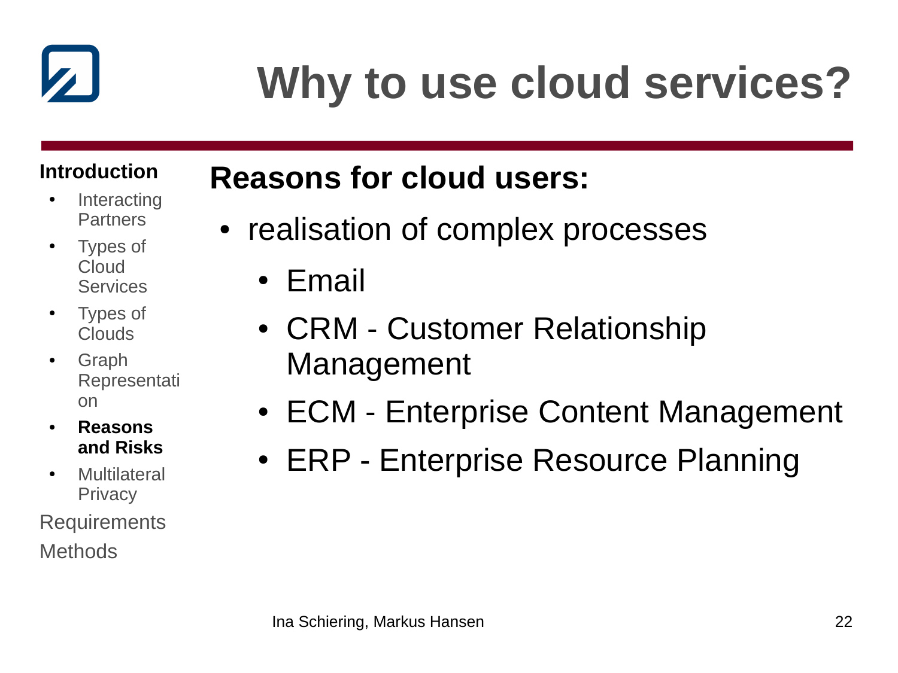# Why to use cloud services?

**Introduction**

- Interacting Partners
- Types of Cloud Services
- Types of Clouds
- Graph Representation
- **Reasons and Risks**
- Multilateral Privacy

Requirements

Methods

## Reasons for cloud users:

- realisation of complex processes
  - Email
  - CRM - Customer Relationship Management
  - ECM - Enterprise Content Management
  - ERP - Enterprise Resource Planning

Ina Schiering, Markus Hansen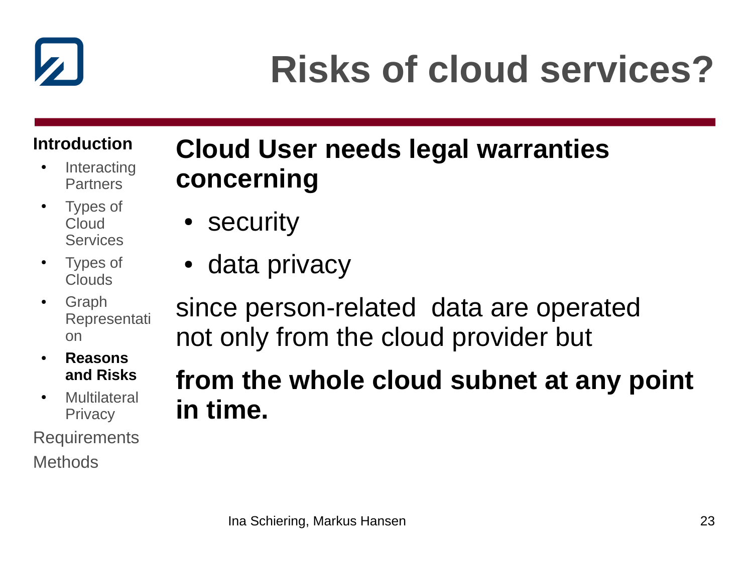# Risks of cloud services?

**Introduction**

- Interacting Partners
- Types of Cloud Services
- Types of Clouds
- Graph Representation
- **Reasons and Risks**
- Multilateral Privacy

Requirements

Methods

**Cloud User needs legal warranties concerning**

- security
- data privacy

since person-related data are operated not only from the cloud provider but

**from the whole cloud subnet at any point in time.**

Ina Schiering, Markus Hansen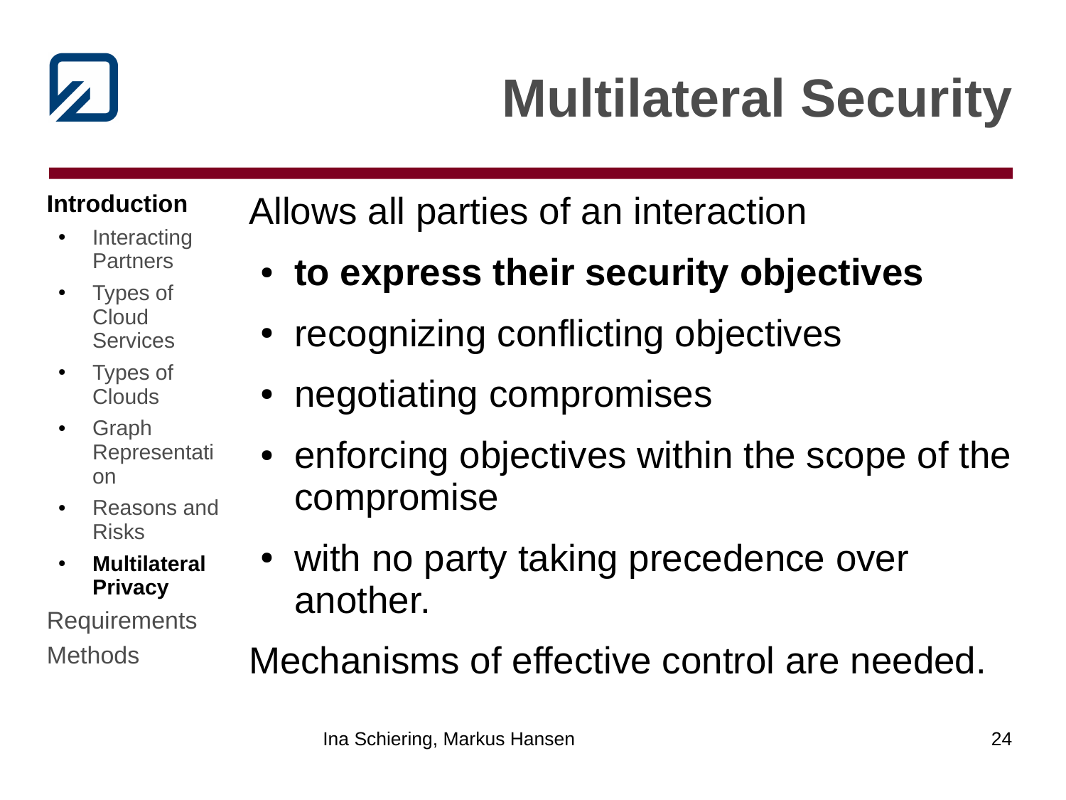# Multilateral Security

**Introduction**

- Interacting Partners
- Types of Cloud Services
- Types of Clouds
- Graph Representation
- Reasons and Risks
- **Multilateral Privacy**

Requirements

Methods

Allows all parties of an interaction

- **to express their security objectives**
- recognizing conflicting objectives
- negotiating compromises
- enforcing objectives within the scope of the compromise
- with no party taking precedence over another.

Mechanisms of effective control are needed.

Ina Schiering, Markus Hansen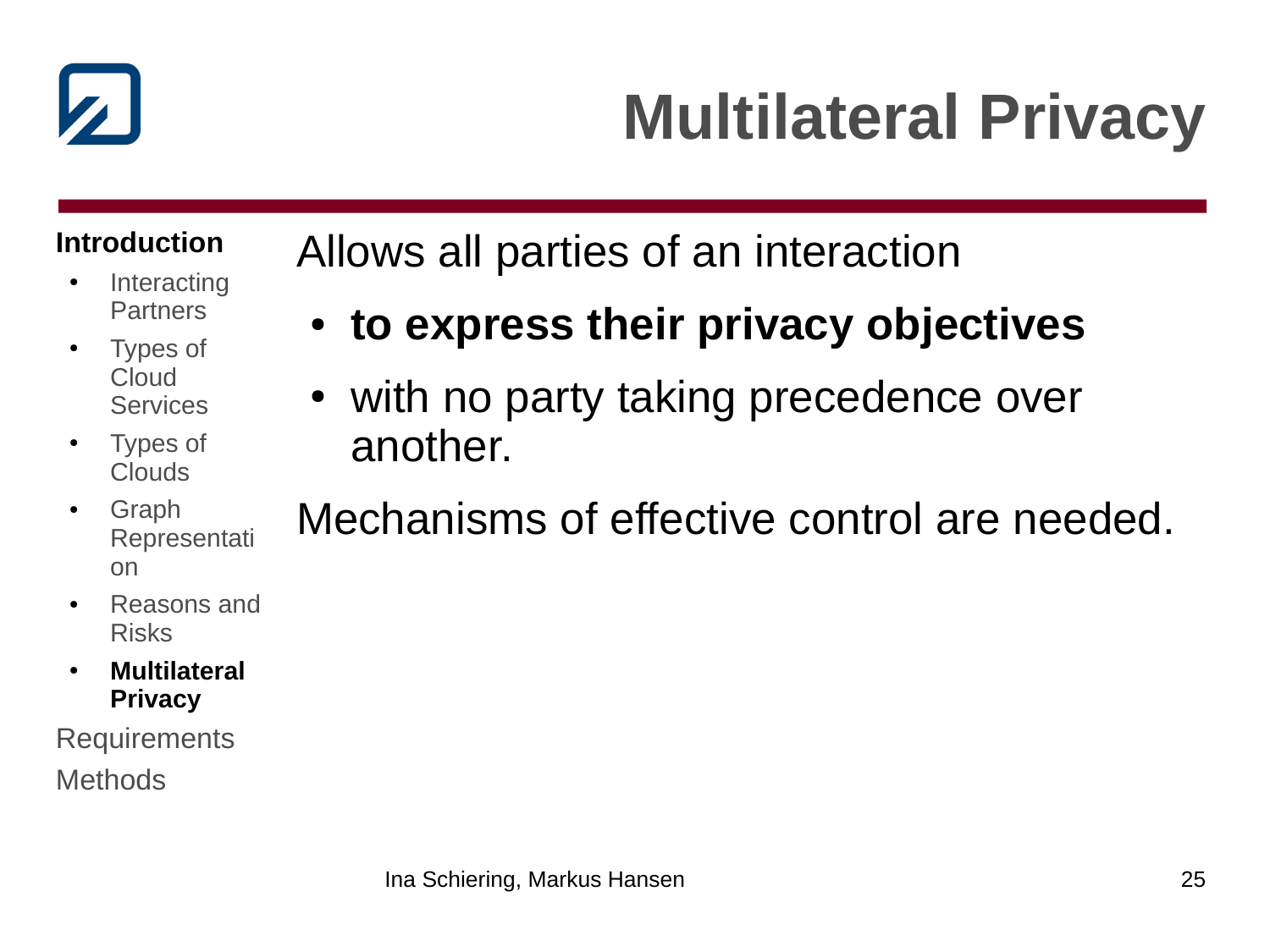# Multilateral Privacy

**Introduction**

- Interacting Partners
- Types of Cloud Services
- Types of Clouds
- Graph Representation
- Reasons and Risks
- **Multilateral Privacy**

Requirements

Methods

Allows all parties of an interaction

- **to express their privacy objectives**
- with no party taking precedence over another.

Mechanisms of effective control are needed.

Ina Schiering, Markus Hansen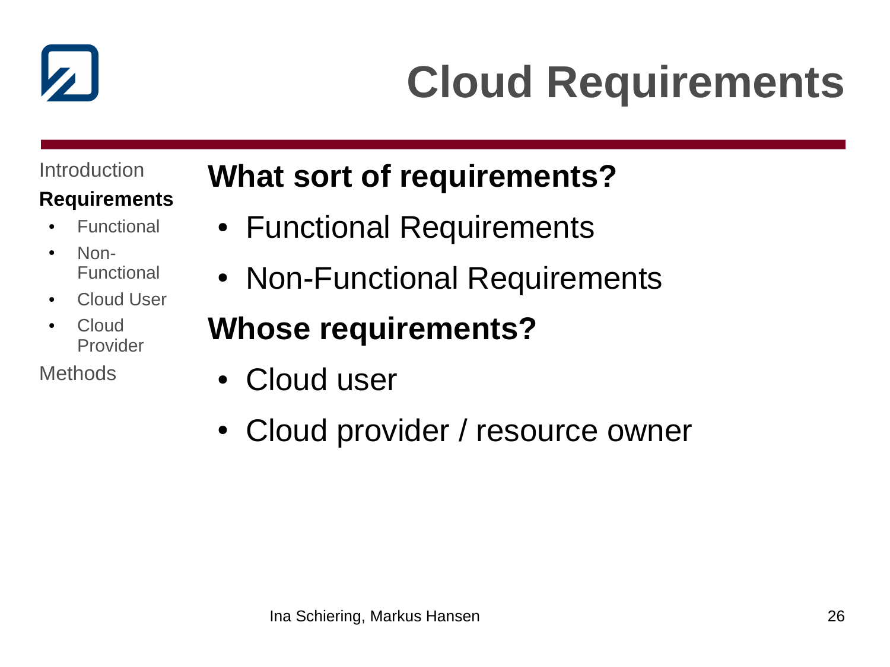# Cloud Requirements

Introduction

**Requirements**

- Functional
- Non-Functional
- Cloud User
- Cloud Provider

Methods

## What sort of requirements?

- Functional Requirements
- Non-Functional Requirements

## Whose requirements?

- Cloud user
- Cloud provider / resource owner

Ina Schiering, Markus Hansen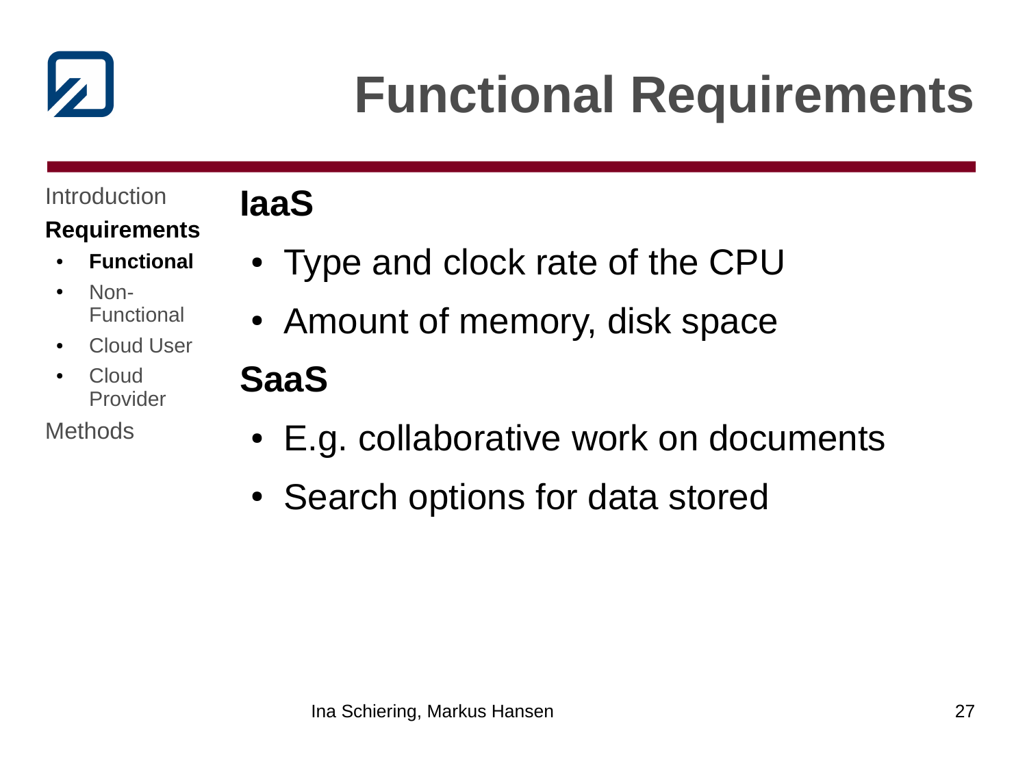# Functional Requirements

Introduction

**Requirements**

- **Functional**
- Non-Functional
- Cloud User
- Cloud Provider

Methods

## IaaS

- Type and clock rate of the CPU
- Amount of memory, disk space

## SaaS

- E.g. collaborative work on documents
- Search options for data stored

Ina Schiering, Markus Hansen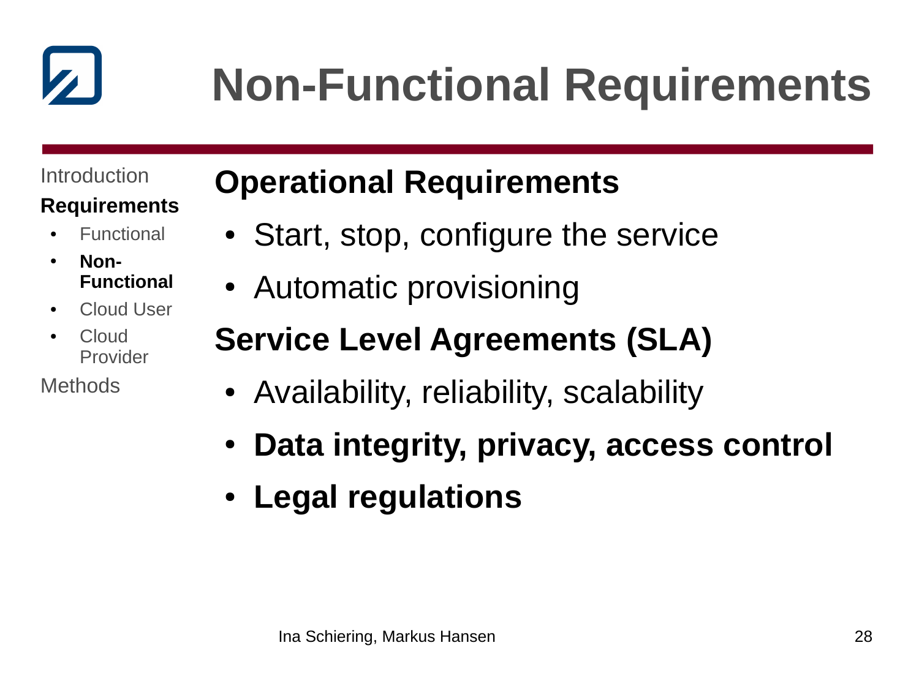# Non-Functional Requirements

Introduction

**Requirements**

- Functional
- **Non-Functional**
- Cloud User
- Cloud Provider

Methods

## Operational Requirements

- Start, stop, configure the service
- Automatic provisioning

## Service Level Agreements (SLA)

- Availability, reliability, scalability
- **Data integrity, privacy, access control**
- **Legal regulations**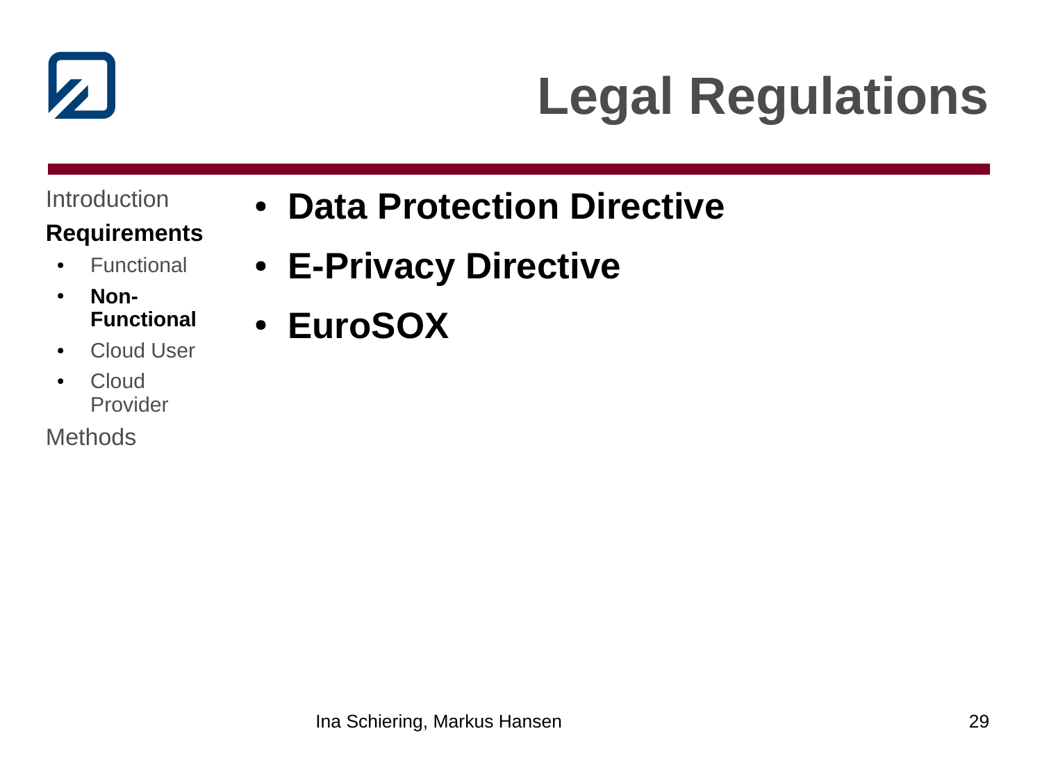# Legal Regulations

Introduction

**Requirements**

- Functional
- **Non-Functional**
- Cloud User
- Cloud Provider

Methods

- **Data Protection Directive**
- **E-Privacy Directive**
- **EuroSOX**

Ina Schiering, Markus Hansen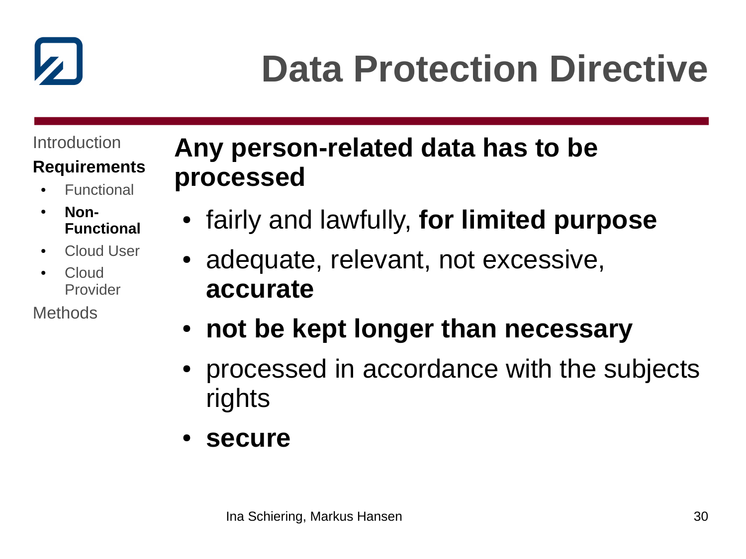# Data Protection Directive

Introduction

**Requirements**

- Functional
- **Non-Functional**
- Cloud User
- Cloud Provider

Methods

**Any person-related data has to be processed**

- fairly and lawfully, **for limited purpose**
- adequate, relevant, not excessive, **accurate**
- **not be kept longer than necessary**
- processed in accordance with the subjects rights
- **secure**

Ina Schiering, Markus Hansen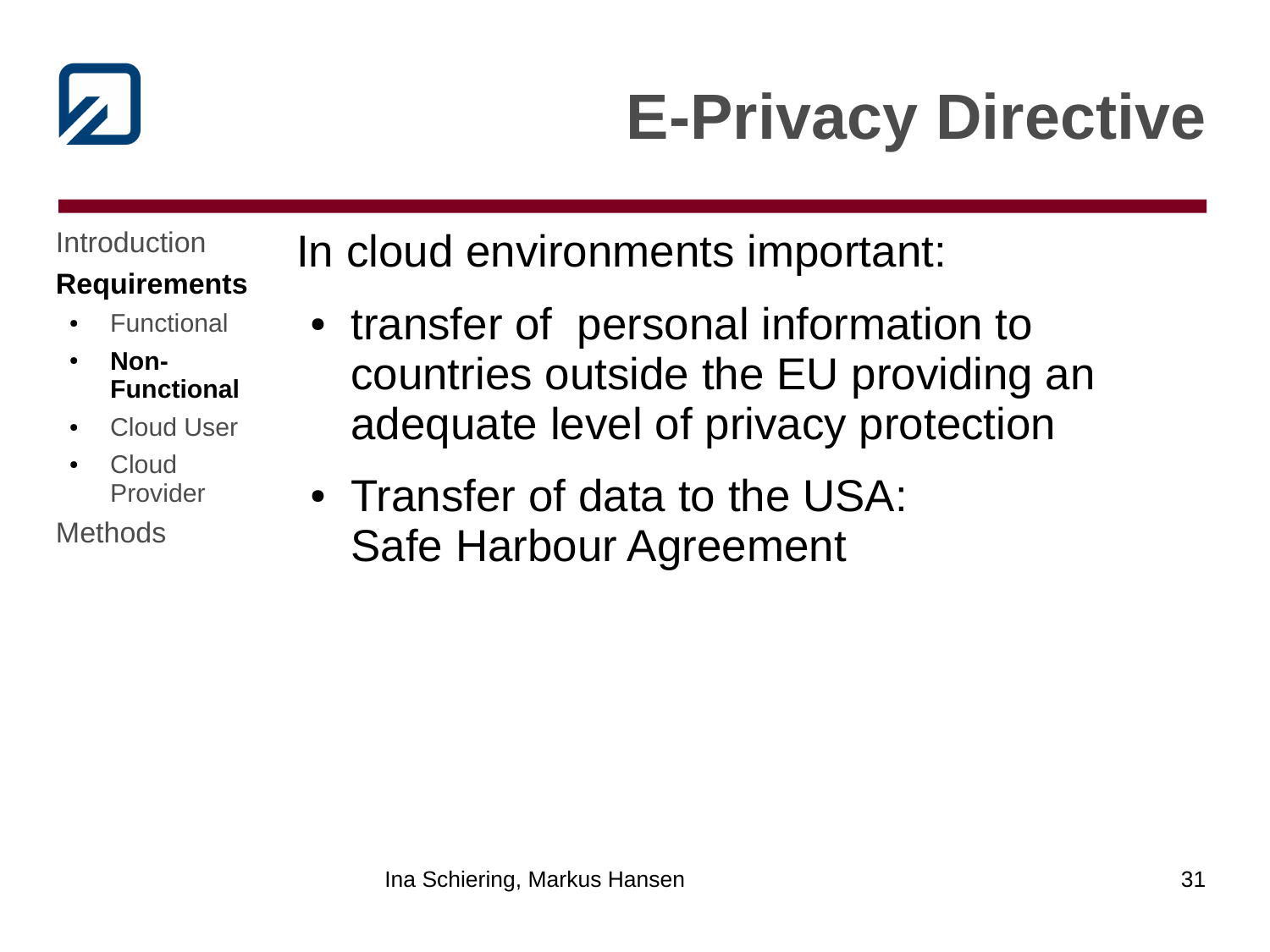# E-Privacy Directive

Introduction

**Requirements**

- Functional
- **Non-Functional**
- Cloud User
- Cloud Provider

Methods

In cloud environments important:

- transfer of personal information to countries outside the EU providing an adequate level of privacy protection
- Transfer of data to the USA: Safe Harbour Agreement

Ina Schiering, Markus Hansen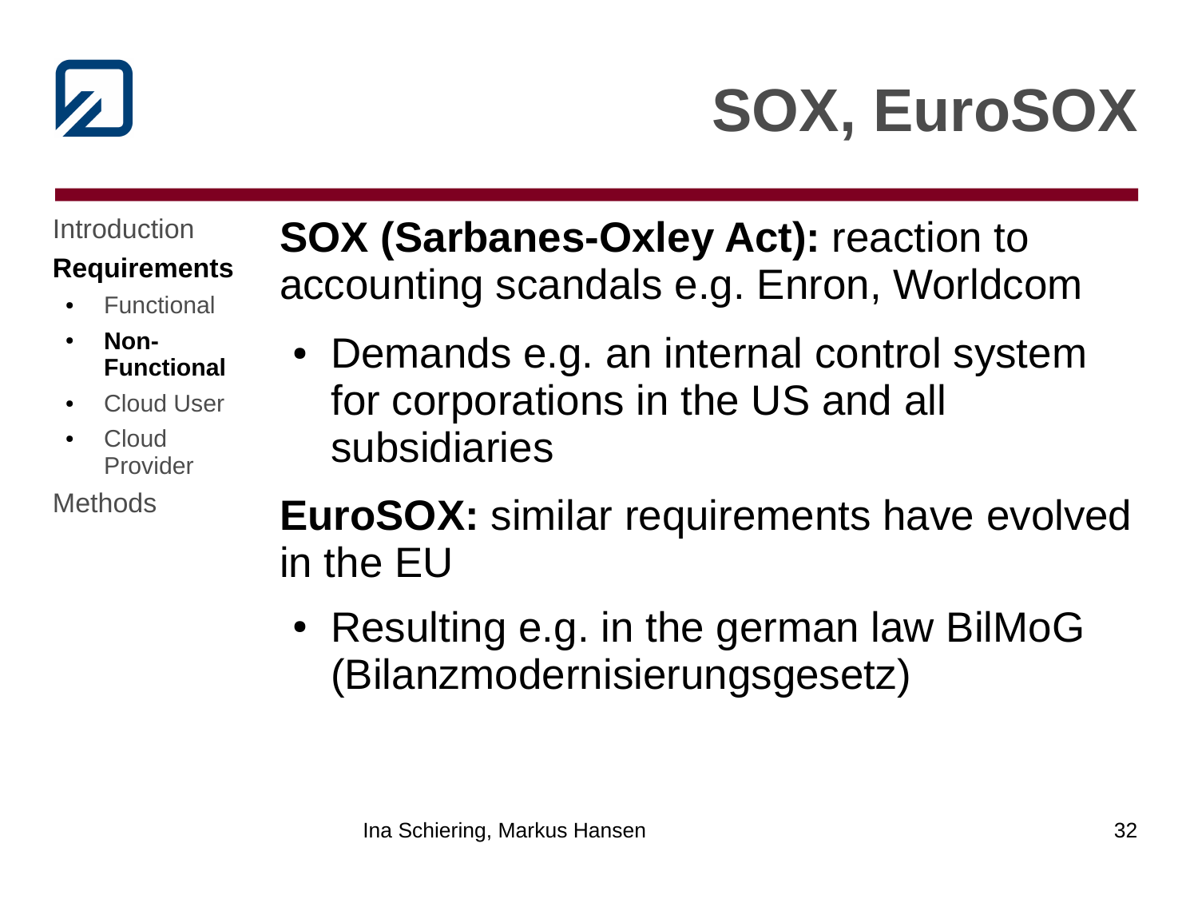# SOX, EuroSOX

Introduction

**Requirements**

- Functional
- **Non-Functional**
- Cloud User
- Cloud Provider

Methods

**SOX (Sarbanes-Oxley Act):** reaction to accounting scandals e.g. Enron, Worldcom

- Demands e.g. an internal control system for corporations in the US and all subsidiaries

**EuroSOX:** similar requirements have evolved in the EU

- Resulting e.g. in the german law BilMoG (Bilanzmodernisierungsgesetz)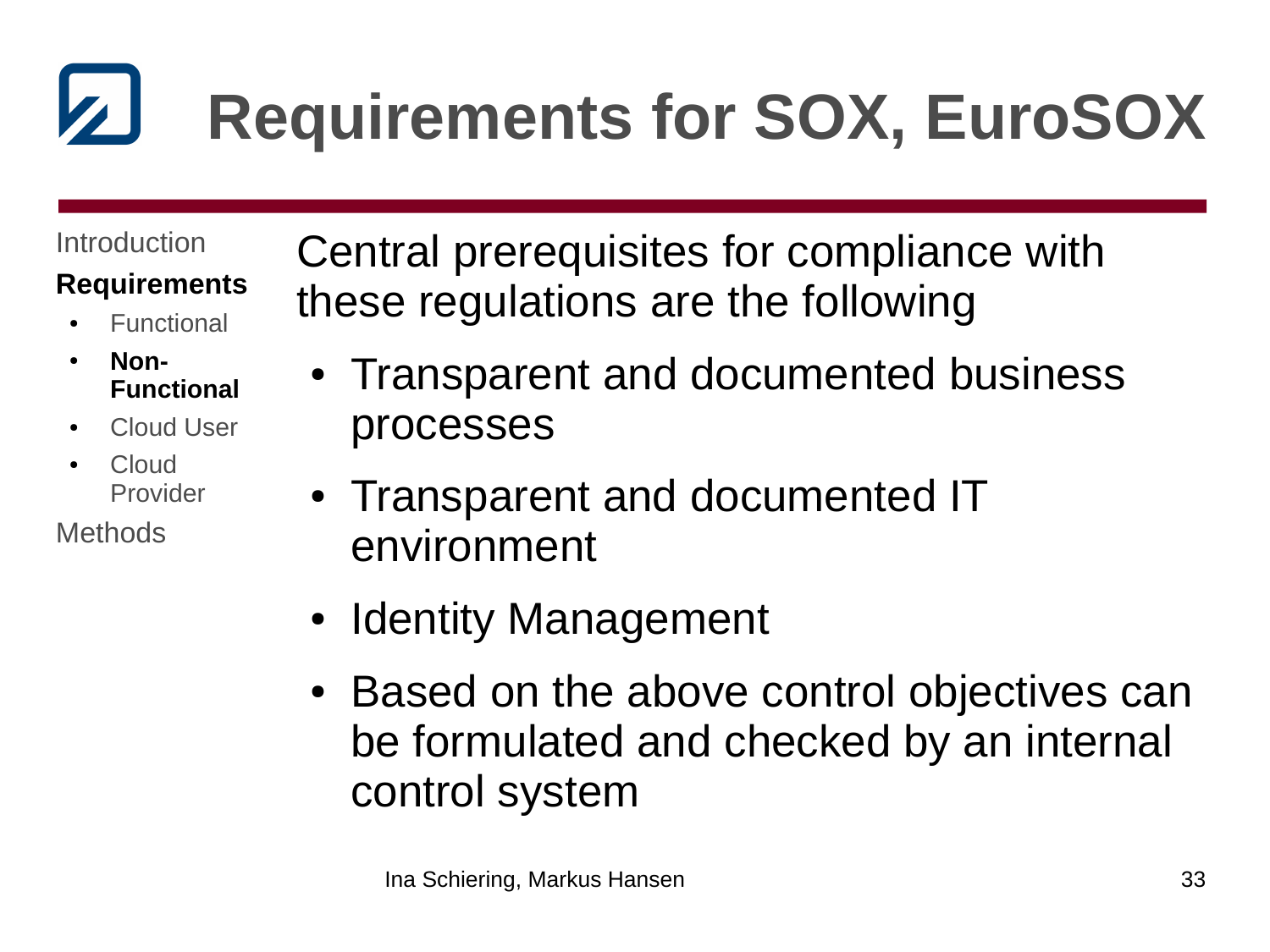# Requirements for SOX, EuroSOX

Introduction

**Requirements**

- Functional
- **Non-Functional**
- Cloud User
- Cloud Provider

Methods

Central prerequisites for compliance with these regulations are the following

- Transparent and documented business processes
- Transparent and documented IT environment
- Identity Management
- Based on the above control objectives can be formulated and checked by an internal control system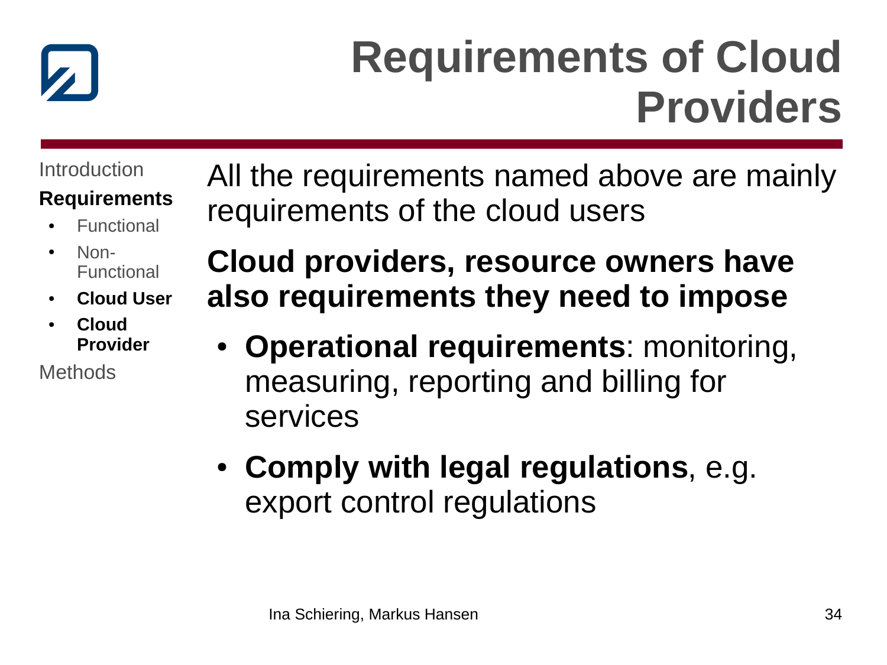# Requirements of Cloud Providers

Introduction

**Requirements**

- Functional
- Non-Functional
- **Cloud User**
- **Cloud Provider**

Methods

All the requirements named above are mainly requirements of the cloud users

**Cloud providers, resource owners have also requirements they need to impose**

- **Operational requirements**: monitoring, measuring, reporting and billing for services
- **Comply with legal regulations**, e.g. export control regulations

Ina Schiering, Markus Hansen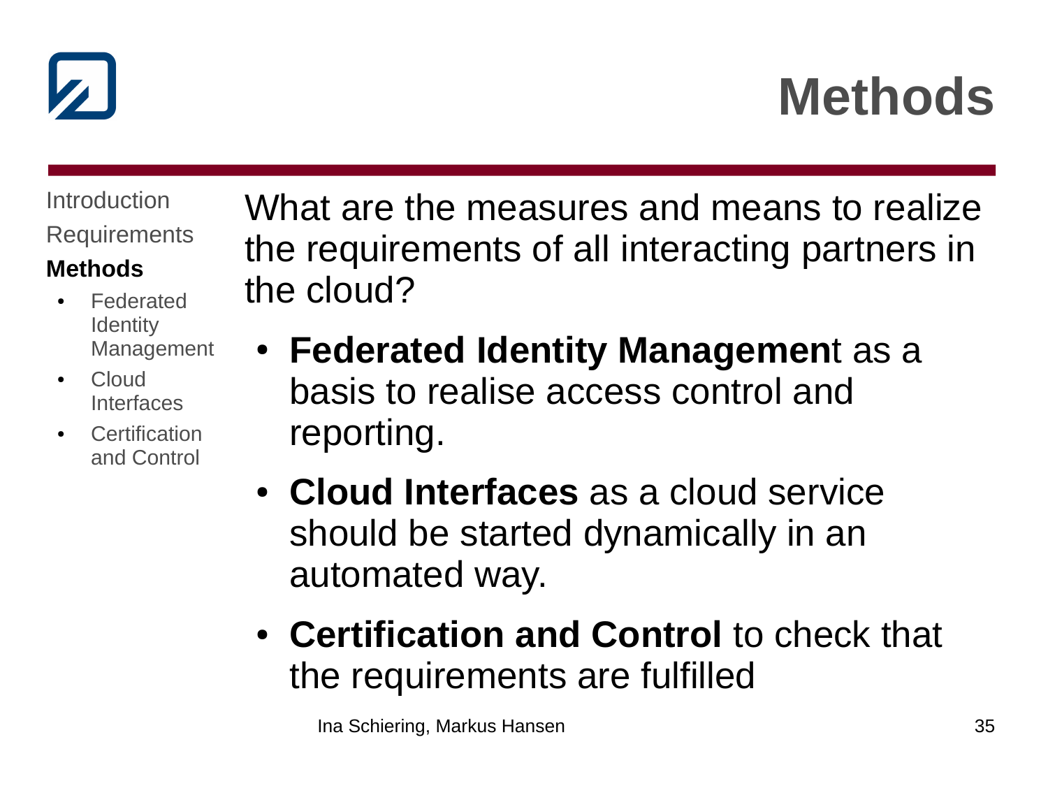# Methods

Introduction

Requirements

**Methods**

- Federated Identity Management
- Cloud Interfaces
- Certification and Control

What are the measures and means to realize the requirements of all interacting partners in the cloud?

- **Federated Identity Managemen**t as a basis to realise access control and reporting.
- **Cloud Interfaces** as a cloud service should be started dynamically in an automated way.
- **Certification and Control** to check that the requirements are fulfilled

Ina Schiering, Markus Hansen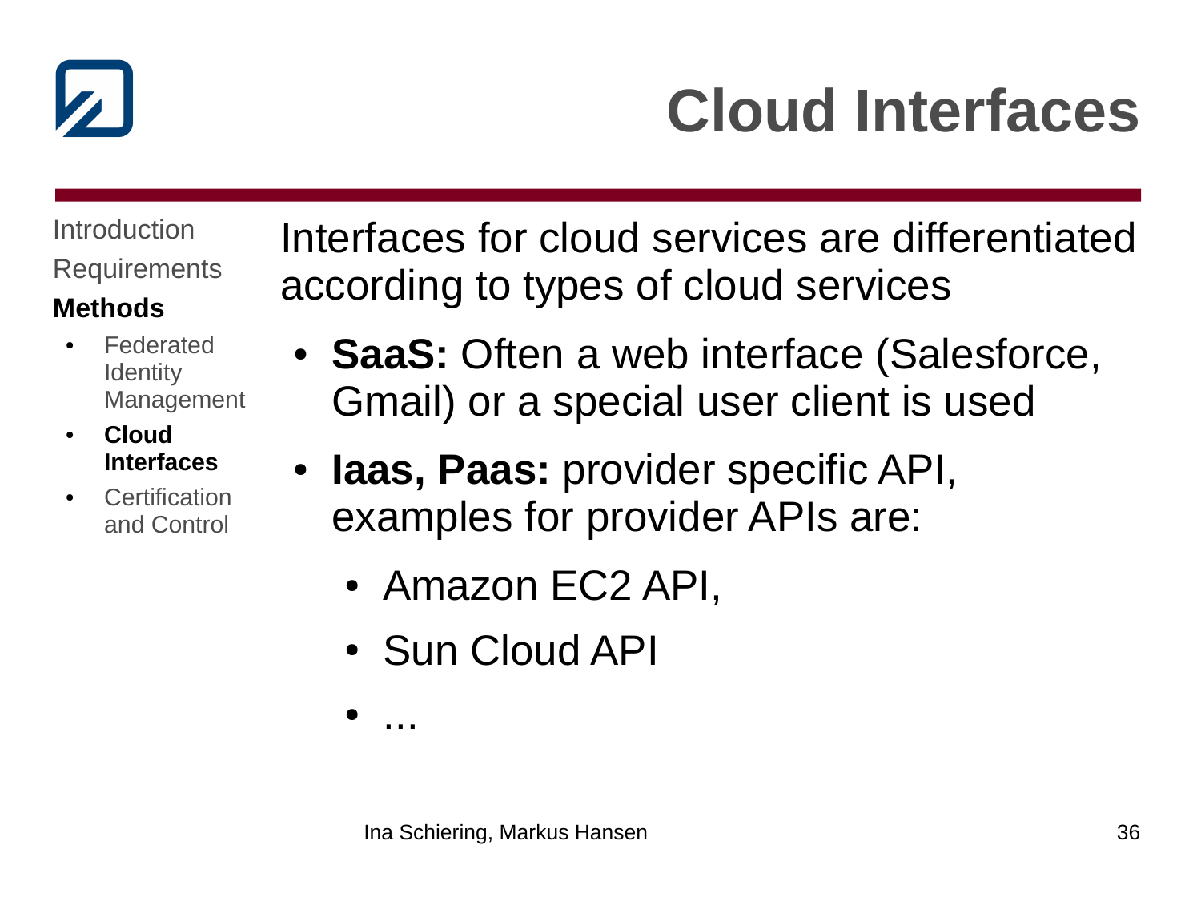# Cloud Interfaces

Introduction

Requirements

**Methods**

- Federated Identity Management
- **Cloud Interfaces**
- Certification and Control

Interfaces for cloud services are differentiated according to types of cloud services

- **SaaS:** Often a web interface (Salesforce, Gmail) or a special user client is used
- **Iaas, Paas:** provider specific API, examples for provider APIs are:
  - Amazon EC2 API,
  - Sun Cloud API
  - ...

Ina Schiering, Markus Hansen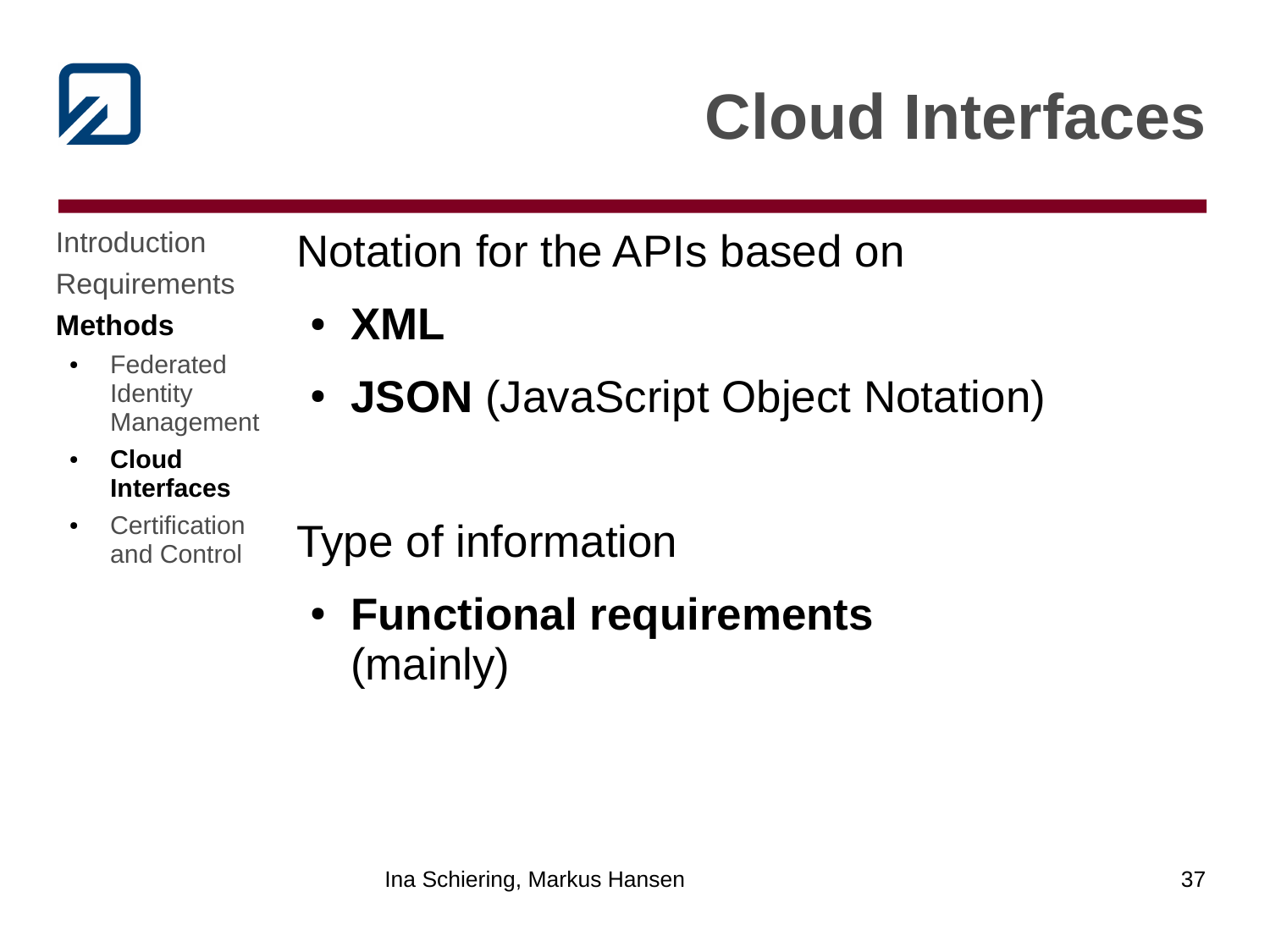# Cloud Interfaces

Introduction

Requirements

**Methods**

- Federated Identity Management
- **Cloud Interfaces**
- Certification and Control

Notation for the APIs based on

- **XML**
- **JSON** (JavaScript Object Notation)

Type of information

- **Functional requirements** (mainly)

Ina Schiering, Markus Hansen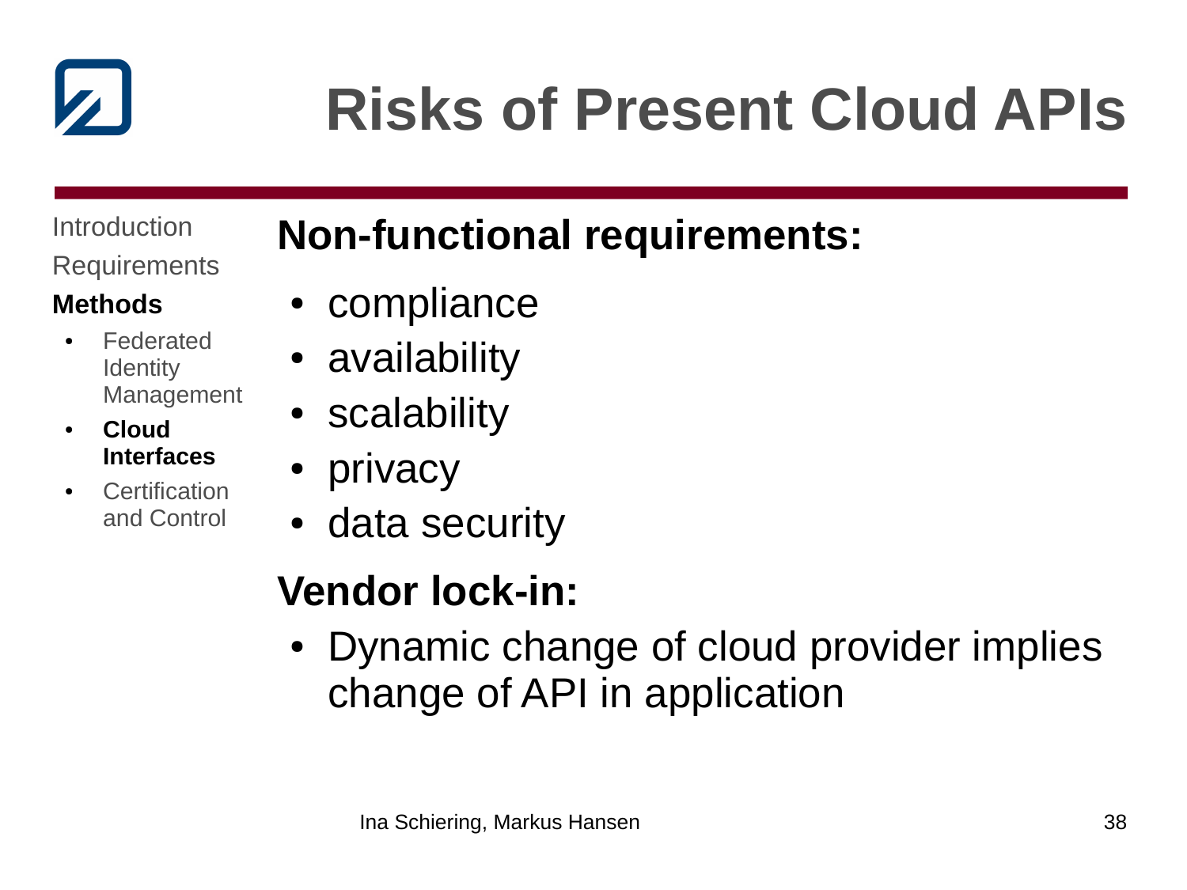# Risks of Present Cloud APIs

Introduction

Requirements

**Methods**

- Federated Identity Management
- **Cloud Interfaces**
- Certification and Control

**Non-functional requirements:**

- compliance
- availability
- scalability
- privacy
- data security

**Vendor lock-in:**

- Dynamic change of cloud provider implies change of API in application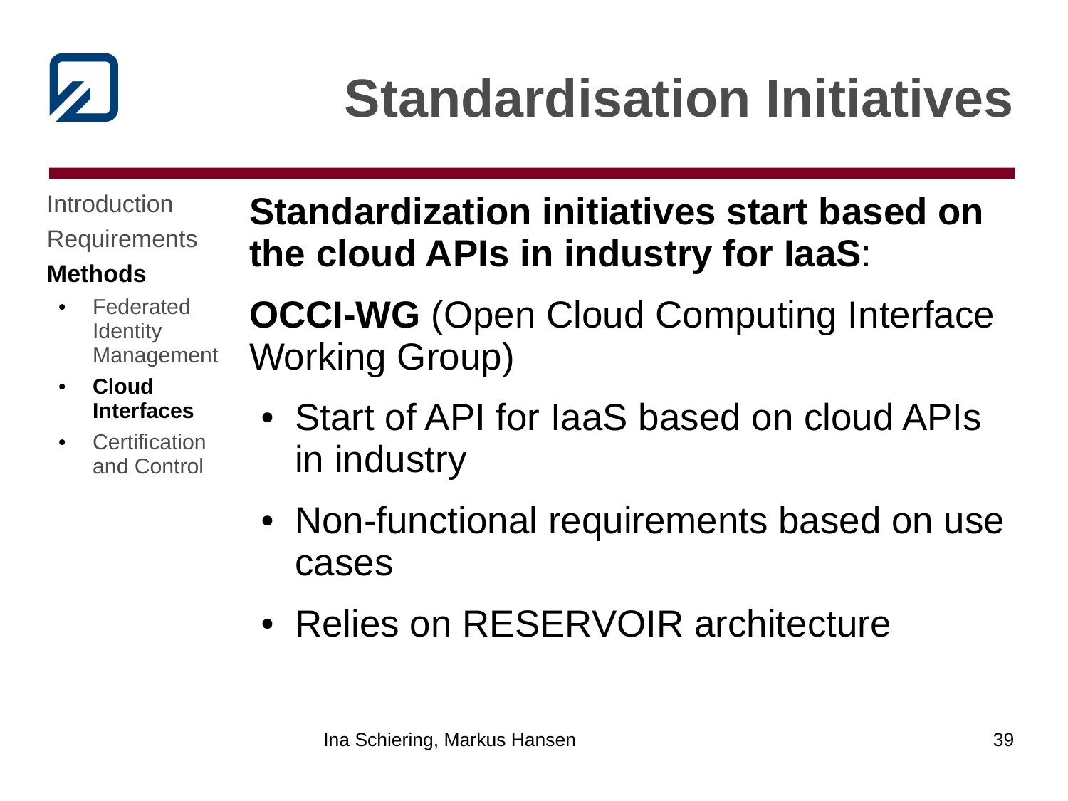# Standardisation Initiatives

Introduction

Requirements

**Methods**

- Federated Identity Management
- **Cloud Interfaces**
- Certification and Control

**Standardization initiatives start based on the cloud APIs in industry for IaaS**:

**OCCI-WG** (Open Cloud Computing Interface Working Group)

- Start of API for IaaS based on cloud APIs in industry
- Non-functional requirements based on use cases
- Relies on RESERVOIR architecture

Ina Schiering, Markus Hansen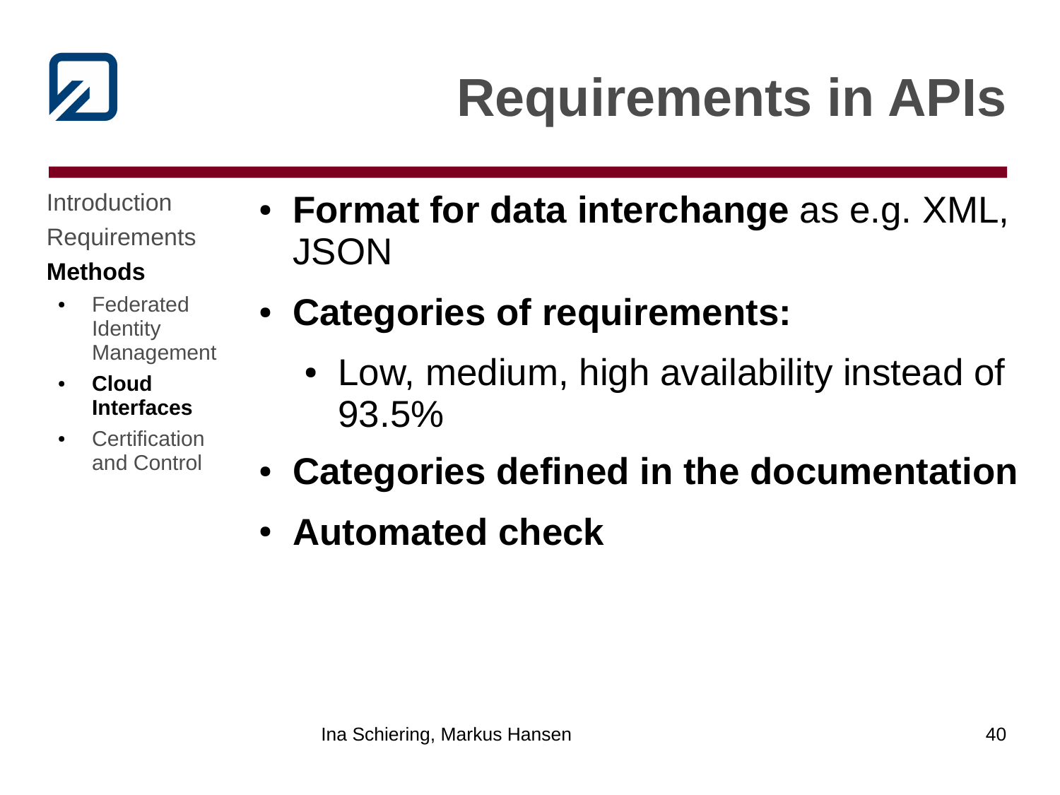# Requirements in APIs

Introduction

Requirements

**Methods**

- Federated Identity Management
- **Cloud Interfaces**
- Certification and Control

- **Format for data interchange** as e.g. XML, JSON
- **Categories of requirements:**
  - Low, medium, high availability instead of 93.5%
- **Categories defined in the documentation**
- **Automated check**

Ina Schiering, Markus Hansen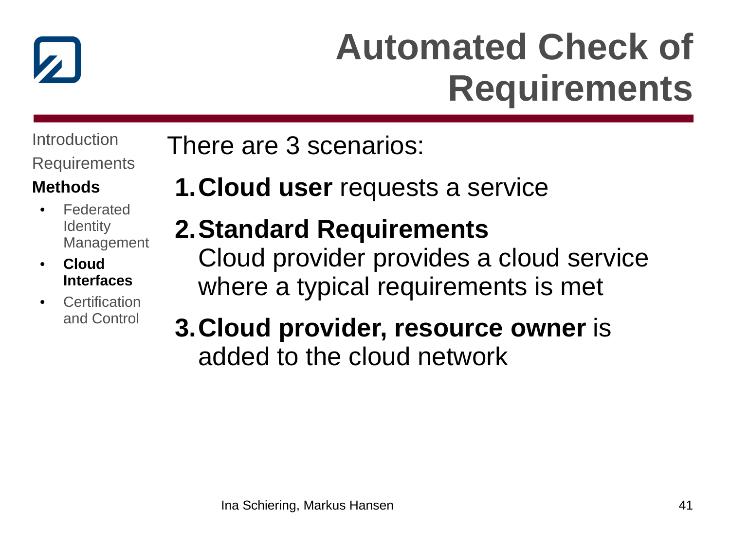# Automated Check of Requirements

Introduction

Requirements

**Methods**

- Federated Identity Management
- **Cloud Interfaces**
- Certification and Control

There are 3 scenarios:

1. **Cloud user** requests a service
2. **Standard Requirements** Cloud provider provides a cloud service where a typical requirements is met
3. **Cloud provider, resource owner** is added to the cloud network

Ina Schiering, Markus Hansen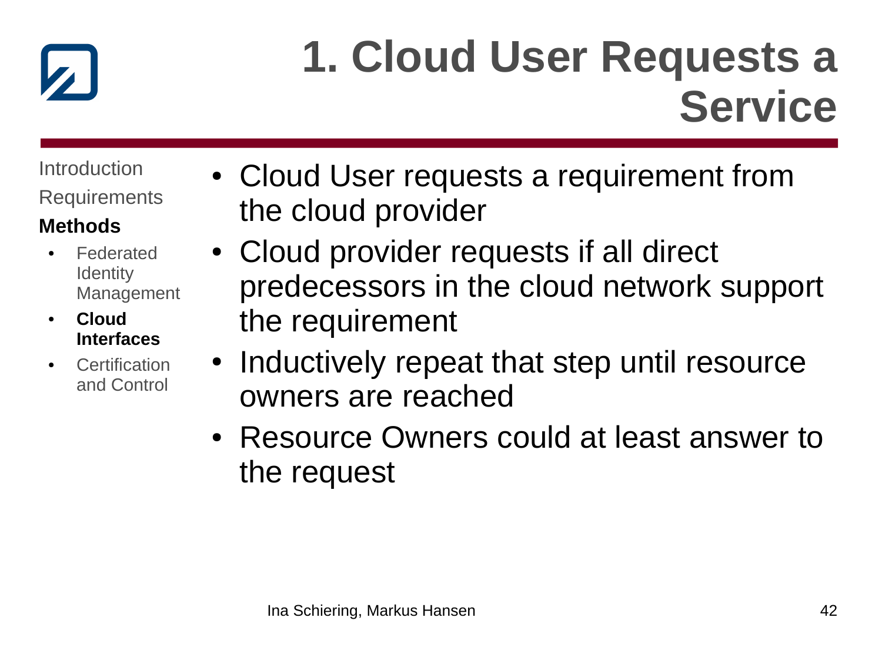# 1. Cloud User Requests a Service

Introduction

Requirements

**Methods**

- Federated Identity Management
- **Cloud Interfaces**
- Certification and Control

- Cloud User requests a requirement from the cloud provider
- Cloud provider requests if all direct predecessors in the cloud network support the requirement
- Inductively repeat that step until resource owners are reached
- Resource Owners could at least answer to the request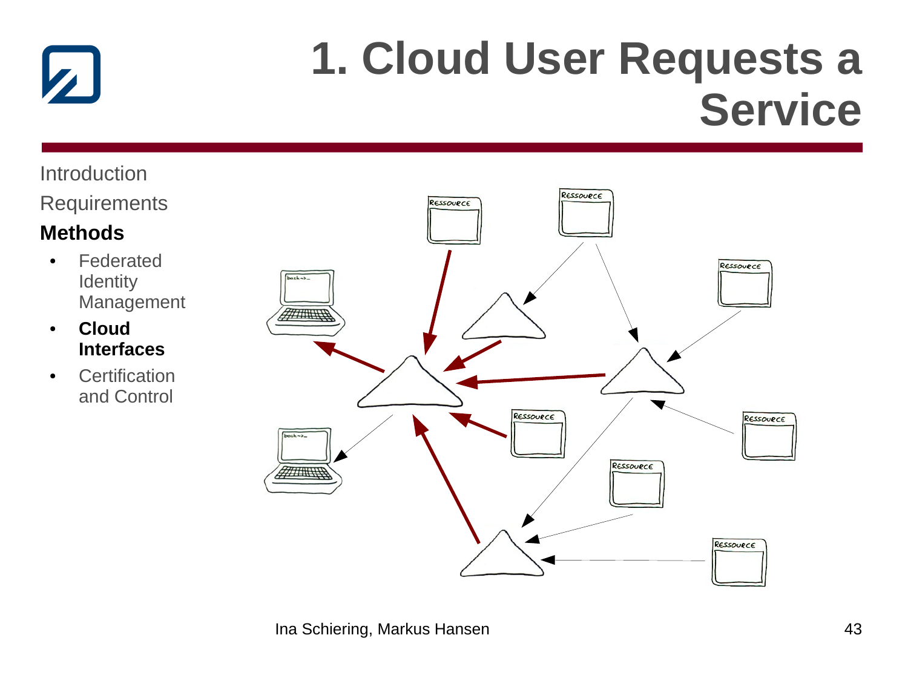# 1. Cloud User Requests a Service

Introduction

Requirements

**Methods**

- Federated Identity Management
- **Cloud Interfaces**
- Certification and Control

RESSOURCE

RESSOURCE

RESSOURCE

RESSOURCE

RESSOURCE

RESSOURCE

RESSOURCE

bash~>_

bash~>_

Ina Schiering, Markus Hansen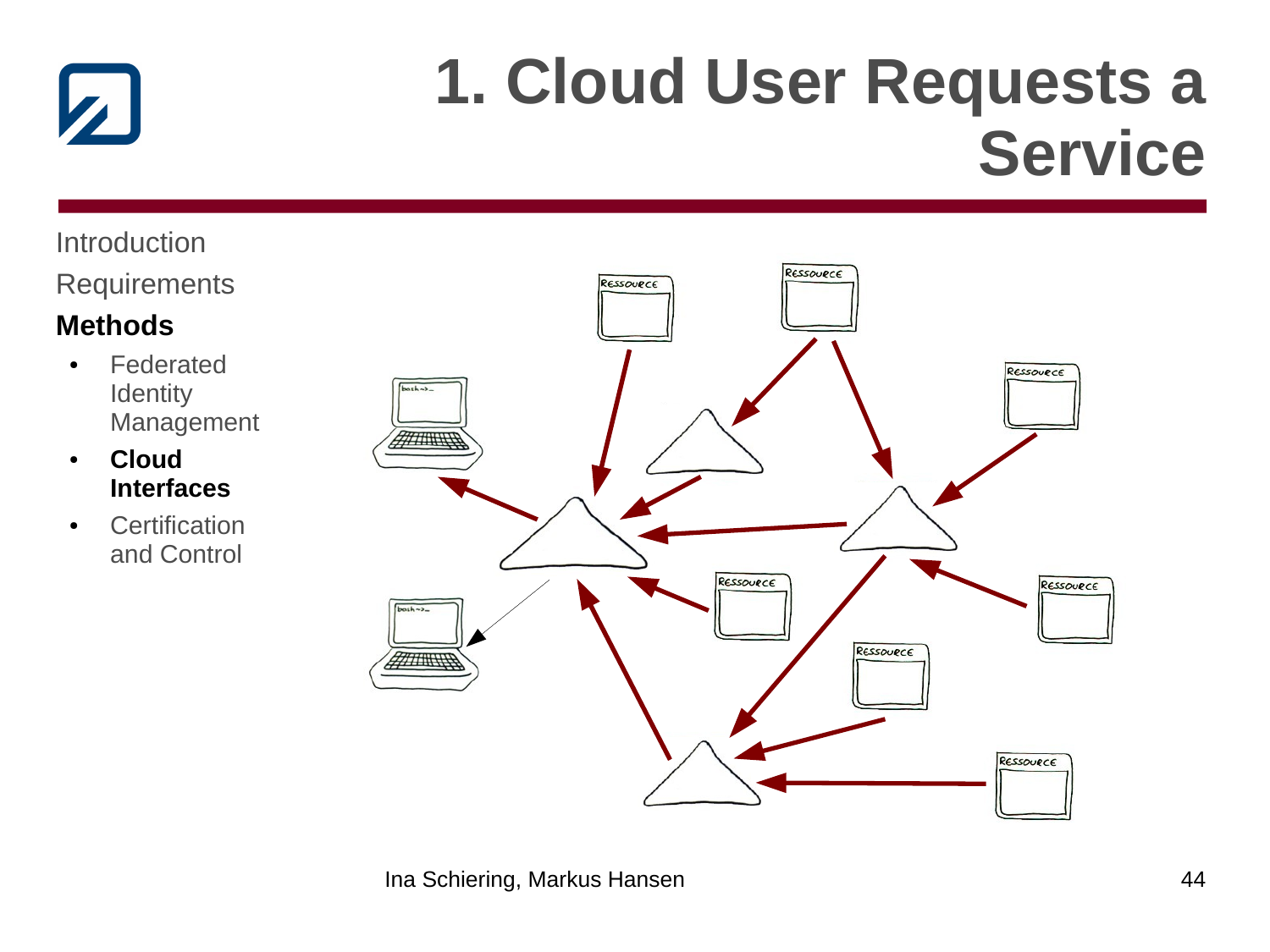# 1. Cloud User Requests a Service

Introduction

Requirements

**Methods**

- Federated Identity Management
- **Cloud Interfaces**
- Certification and Control

RESSOURCE

RESSOURCE

RESSOURCE

RESSOURCE

RESSOURCE

RESSOURCE

RESSOURCE

bash~>_

bash~>_

Ina Schiering, Markus Hansen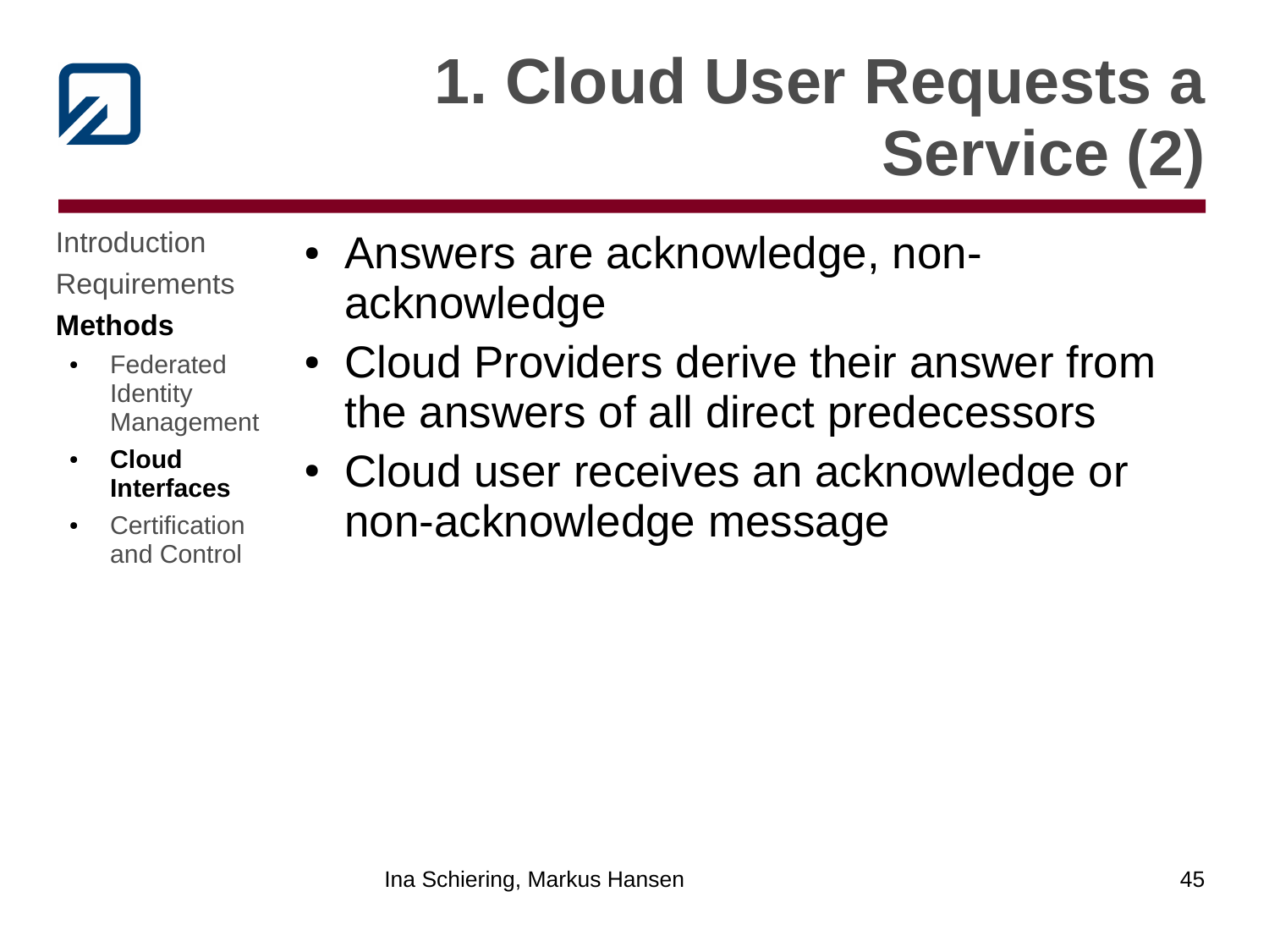# 1. Cloud User Requests a Service (2)

Introduction

Requirements

**Methods**

- Federated Identity Management
- **Cloud Interfaces**
- Certification and Control

- Answers are acknowledge, non-acknowledge
- Cloud Providers derive their answer from the answers of all direct predecessors
- Cloud user receives an acknowledge or non-acknowledge message

Ina Schiering, Markus Hansen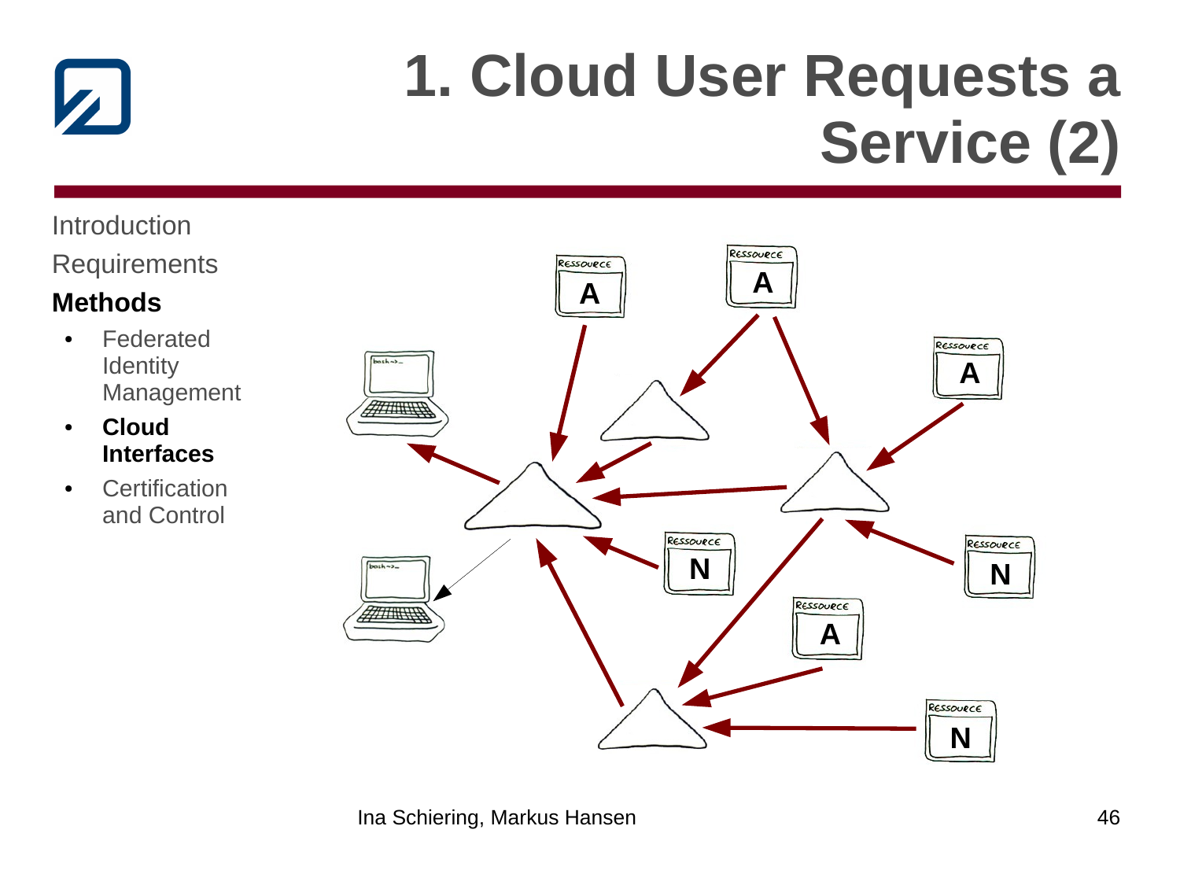# 1. Cloud User Requests a Service (2)

Introduction

Requirements

**Methods**

- Federated Identity Management
- **Cloud Interfaces**
- Certification and Control

RESSOURCE
A

RESSOURCE
A

RESSOURCE
A

RESSOURCE
N

RESSOURCE
N

RESSOURCE
A

RESSOURCE
N

bash~>_

bash~>_

Ina Schiering, Markus Hansen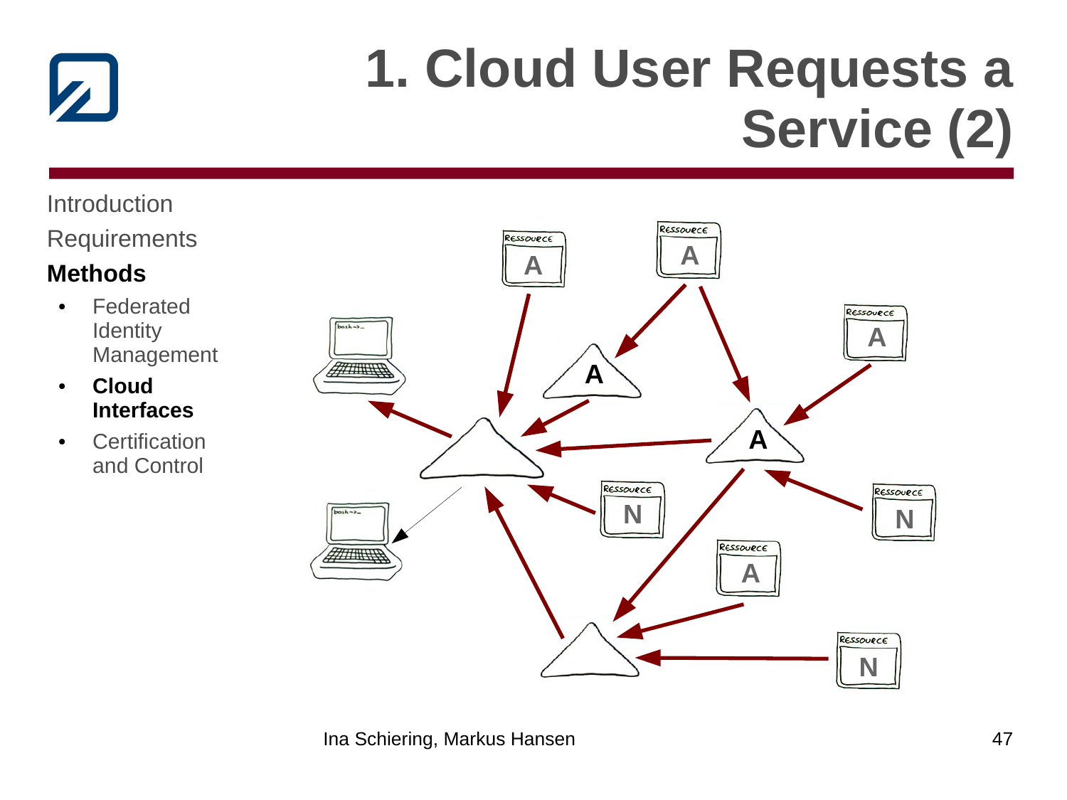# 1. Cloud User Requests a Service (2)

Introduction

Requirements

**Methods**

- Federated Identity Management
- **Cloud Interfaces**
- Certification and Control

RESSOURCE A

RESSOURCE A

RESSOURCE A

A

A

RESSOURCE N

RESSOURCE N

RESSOURCE A

RESSOURCE N

Ina Schiering, Markus Hansen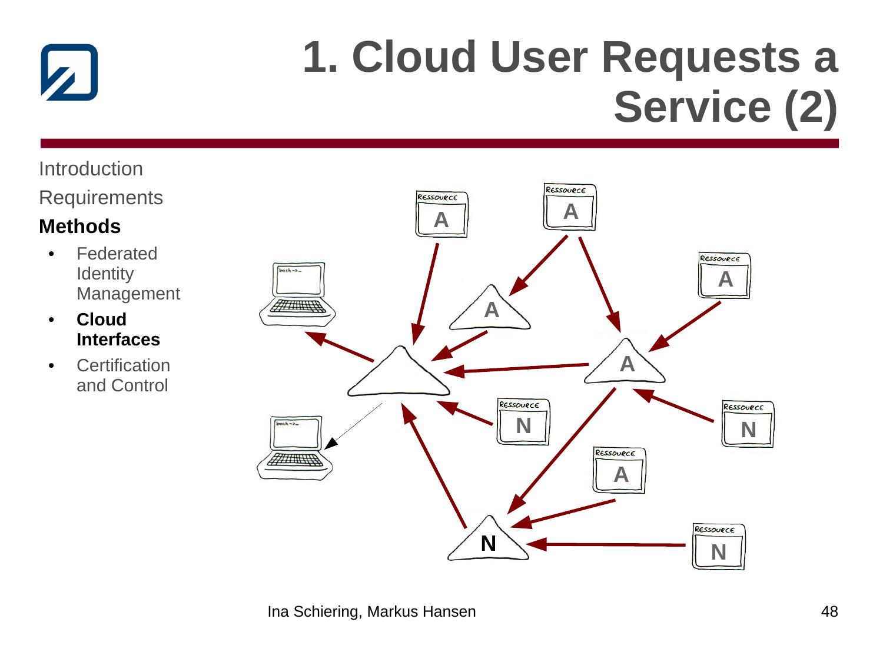# 1. Cloud User Requests a Service (2)

Introduction

Requirements

**Methods**

- Federated Identity Management
- **Cloud Interfaces**
- Certification and Control

RESSOURCE
A

RESSOURCE
A

RESSOURCE
A

A

A

RESSOURCE
N

RESSOURCE
N

RESSOURCE
A

N

RESSOURCE
N

Ina Schiering, Markus Hansen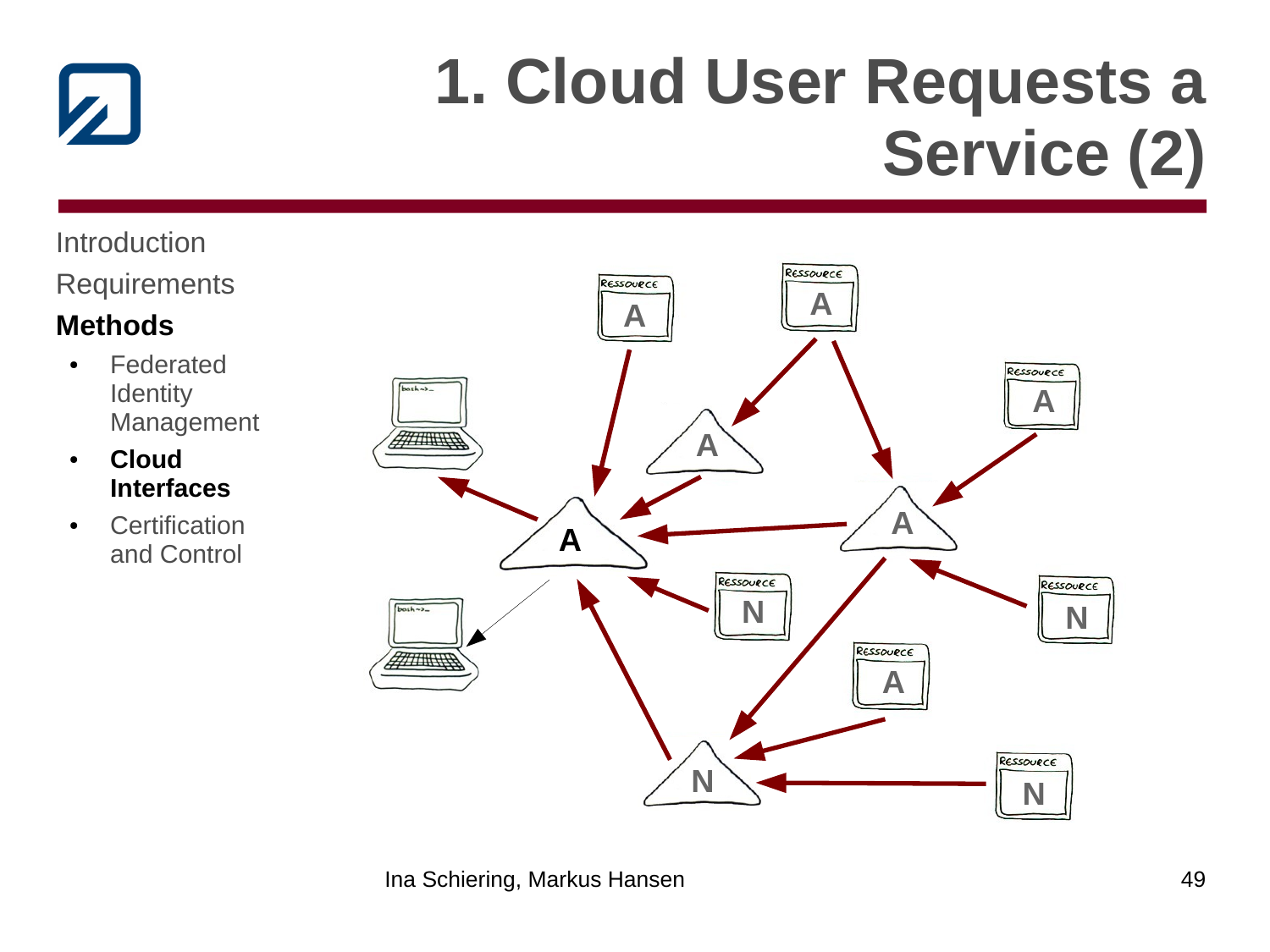# 1. Cloud User Requests a Service (2)

Introduction

Requirements

**Methods**

- Federated Identity Management
- **Cloud Interfaces**
- Certification and Control

RESSOURCE
A

RESSOURCE
A

RESSOURCE
A

A

A

A

RESSOURCE
N

RESSOURCE
N

RESSOURCE
A

N

RESSOURCE
N

bash~>_

bash~>_

Ina Schiering, Markus Hansen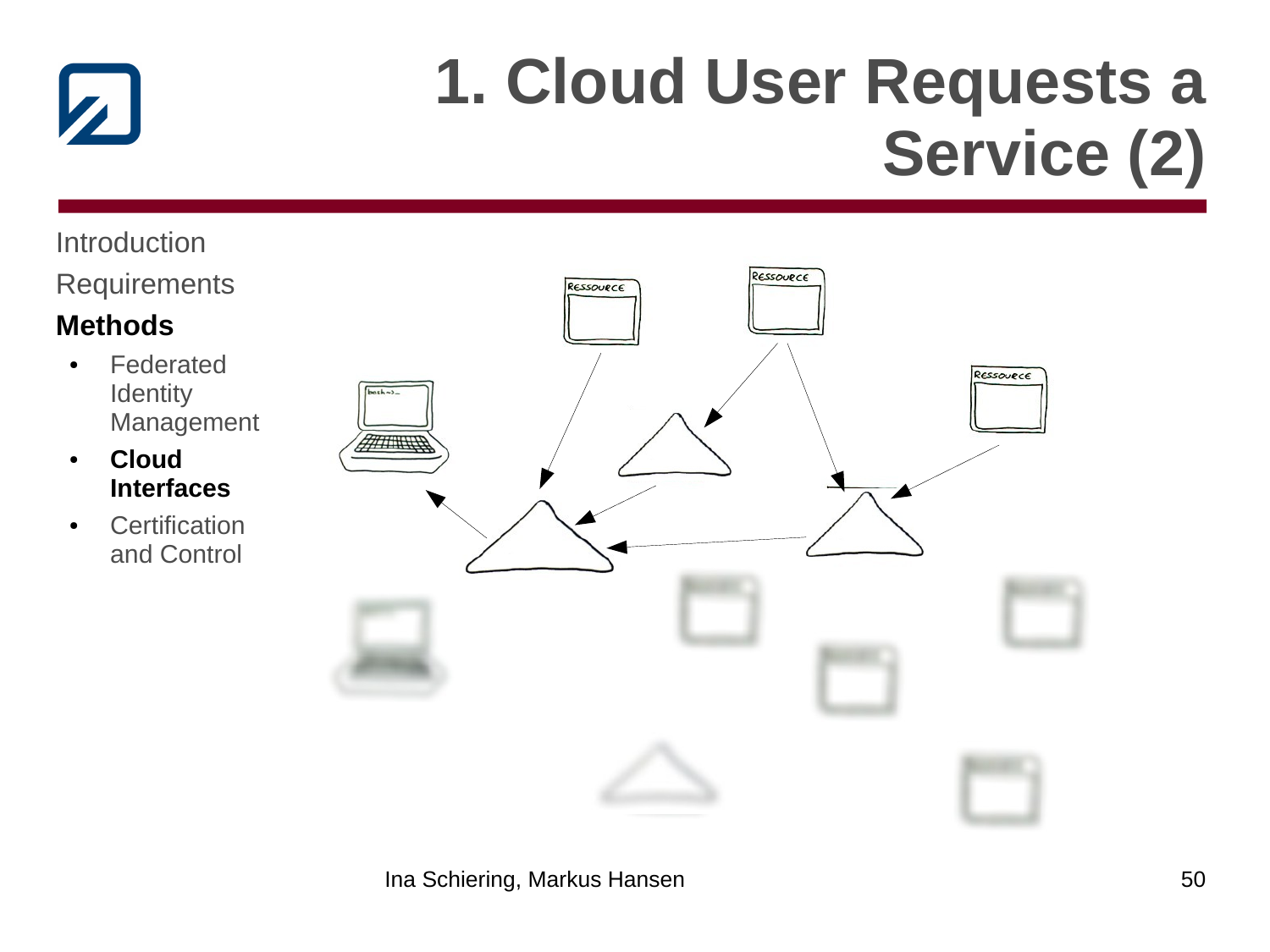# 1. Cloud User Requests a Service (2)

Introduction

Requirements

**Methods**

- Federated Identity Management
- **Cloud Interfaces**
- Certification and Control

RESSOURCE

RESSOURCE

RESSOURCE

Ina Schiering, Markus Hansen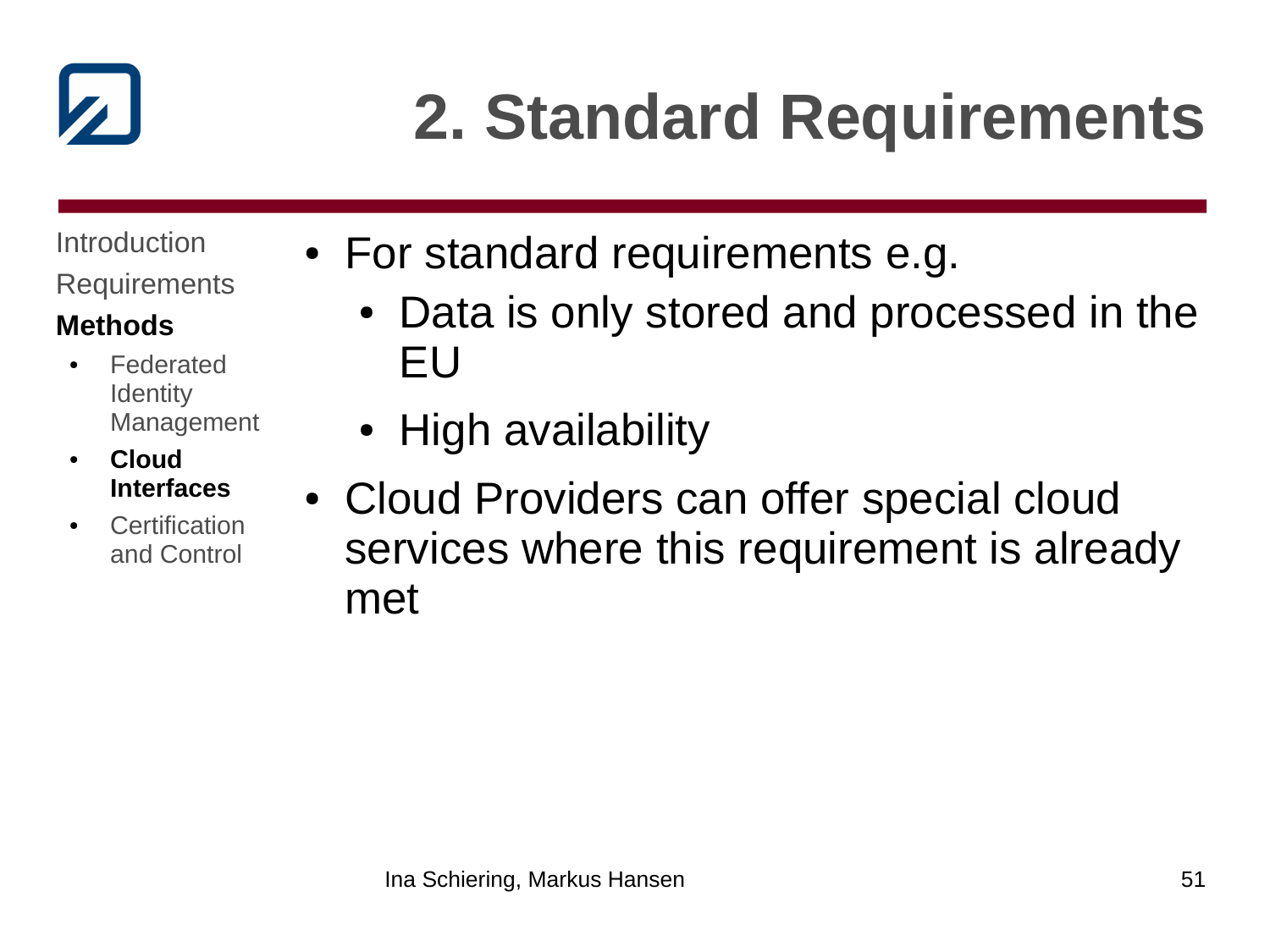# 2. Standard Requirements

Introduction

Requirements

**Methods**

- Federated Identity Management
- **Cloud Interfaces**
- Certification and Control

- For standard requirements e.g.
  - Data is only stored and processed in the EU
  - High availability
- Cloud Providers can offer special cloud services where this requirement is already met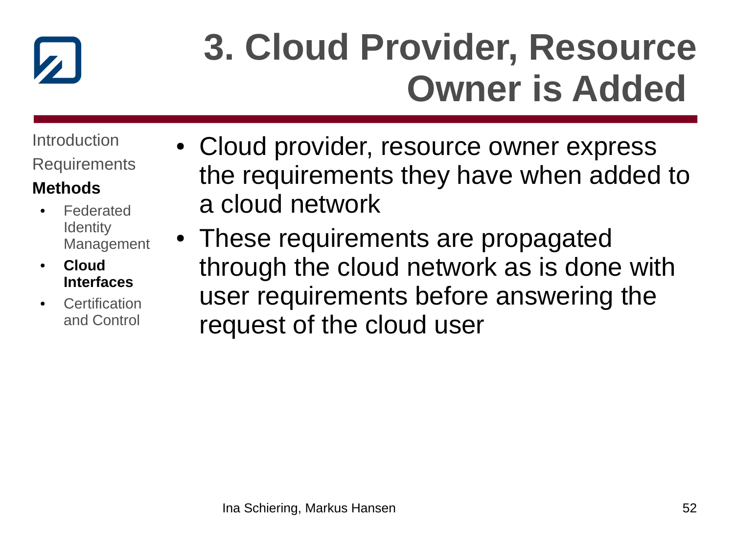# 3. Cloud Provider, Resource Owner is Added

Introduction

Requirements

**Methods**

- Federated Identity Management
- **Cloud Interfaces**
- Certification and Control

- Cloud provider, resource owner express the requirements they have when added to a cloud network
- These requirements are propagated through the cloud network as is done with user requirements before answering the request of the cloud user

Ina Schiering, Markus Hansen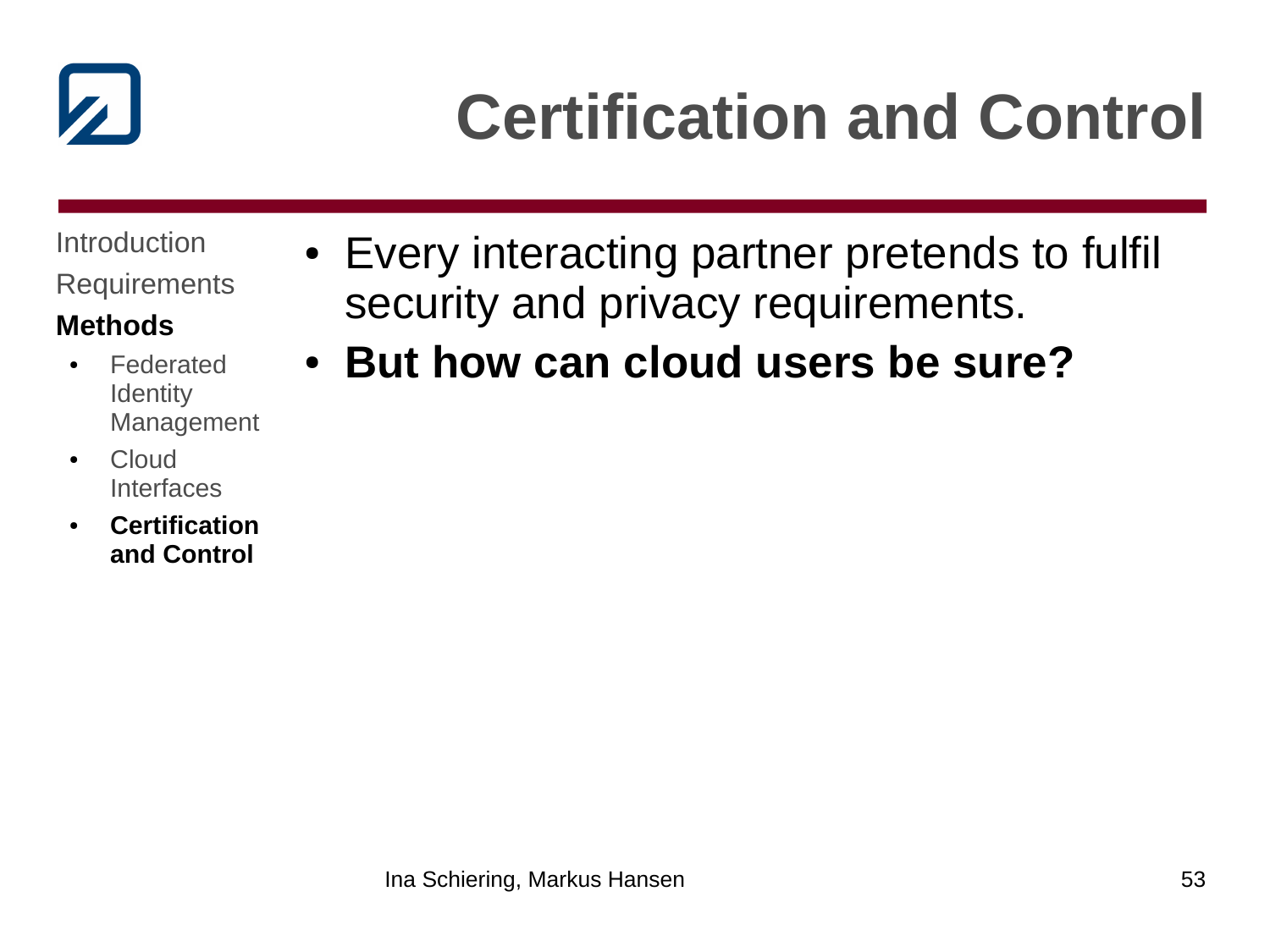# Certification and Control

Introduction

Requirements

**Methods**

- Federated Identity Management
- Cloud Interfaces
- **Certification and Control**

- Every interacting partner pretends to fulfil security and privacy requirements.
- **But how can cloud users be sure?**

Ina Schiering, Markus Hansen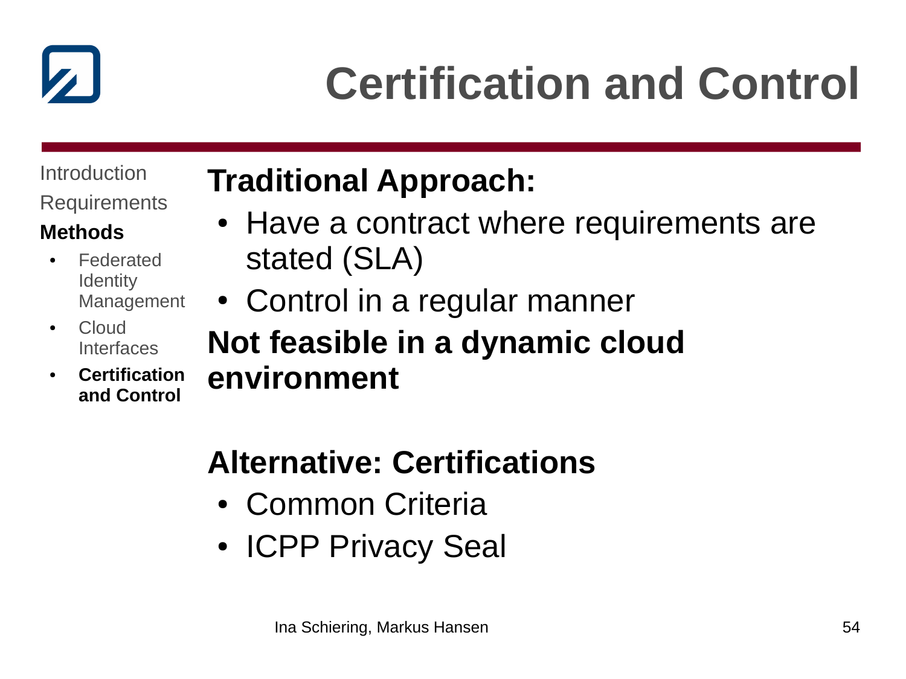# Certification and Control

Introduction

Requirements

**Methods**

- Federated Identity Management
- Cloud Interfaces
- **Certification and Control**

**Traditional Approach:**

- Have a contract where requirements are stated (SLA)
- Control in a regular manner

**Not feasible in a dynamic cloud environment**

**Alternative: Certifications**

- Common Criteria
- ICPP Privacy Seal

Ina Schiering, Markus Hansen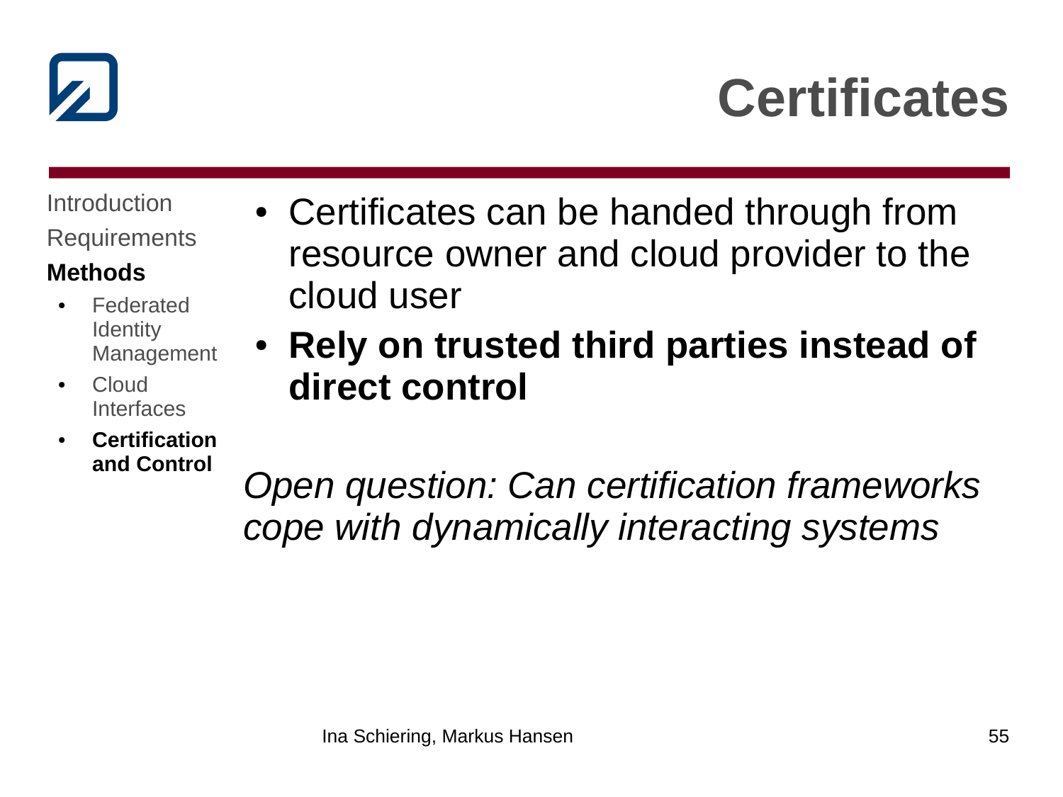# Certificates

Introduction

Requirements

**Methods**

- Federated Identity Management
- Cloud Interfaces
- **Certification and Control**

- Certificates can be handed through from resource owner and cloud provider to the cloud user
- **Rely on trusted third parties instead of direct control**

*Open question: Can certification frameworks cope with dynamically interacting systems*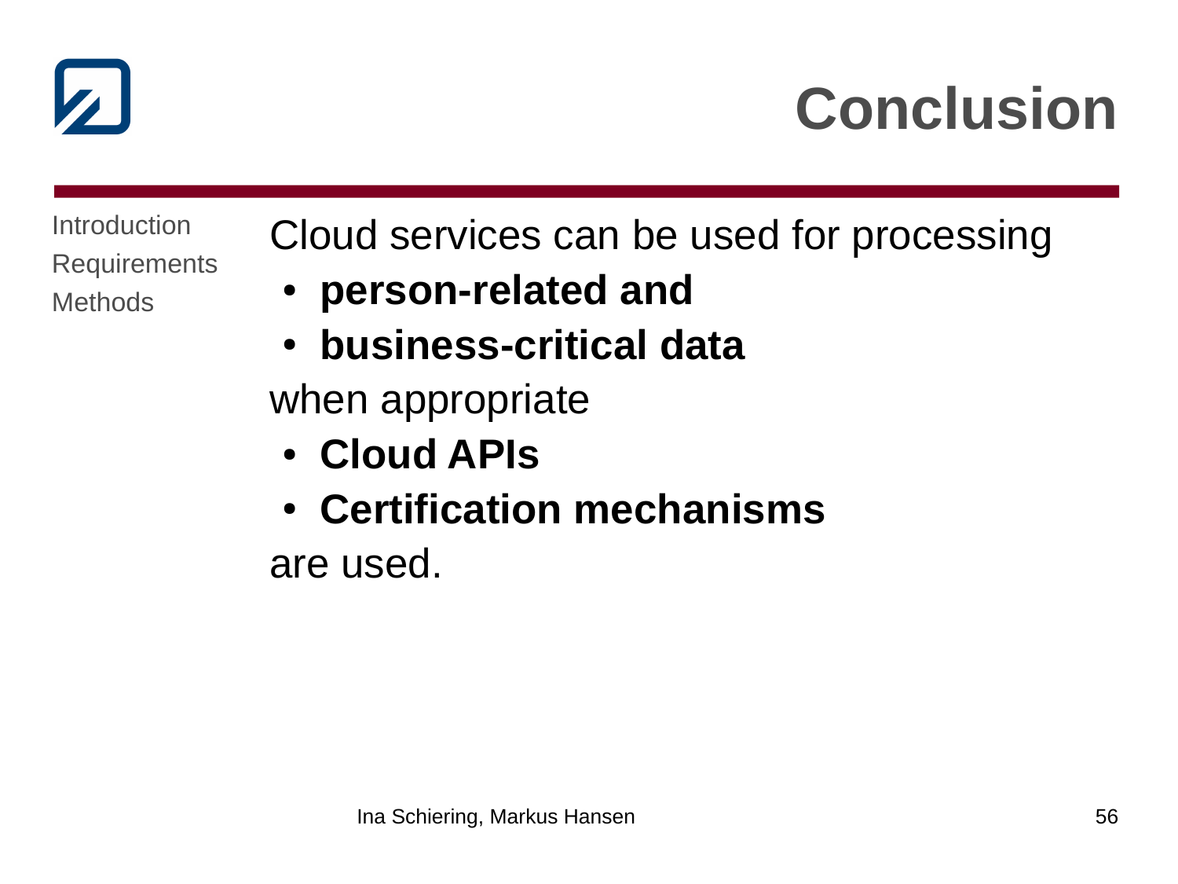# Conclusion

Introduction
Requirements
Methods

Cloud services can be used for processing

- **person-related and**
- **business-critical data**

when appropriate

- **Cloud APIs**
- **Certification mechanisms**

are used.

Ina Schiering, Markus Hansen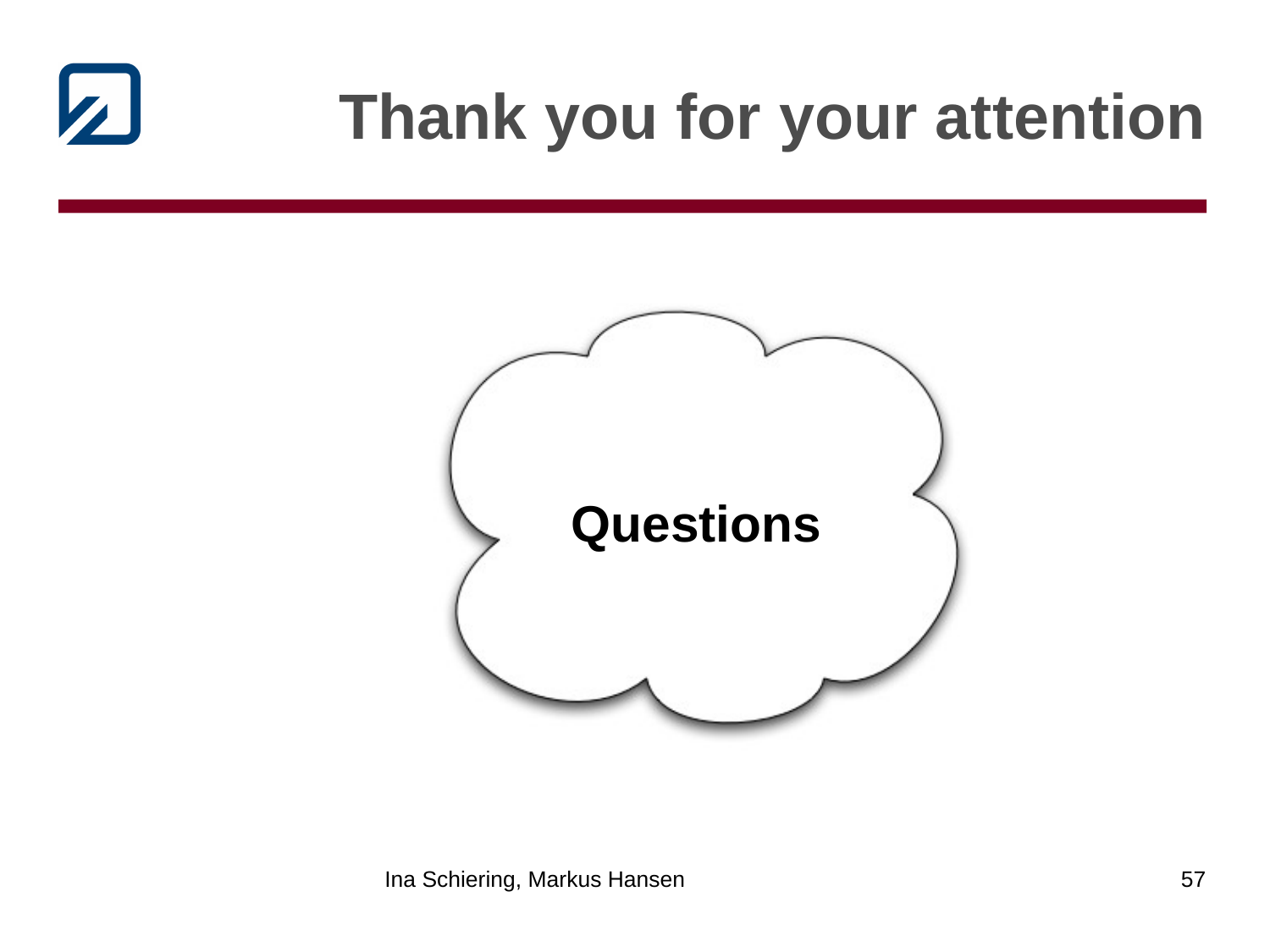# Thank you for your attention

**Questions**

Ina Schiering, Markus Hansen